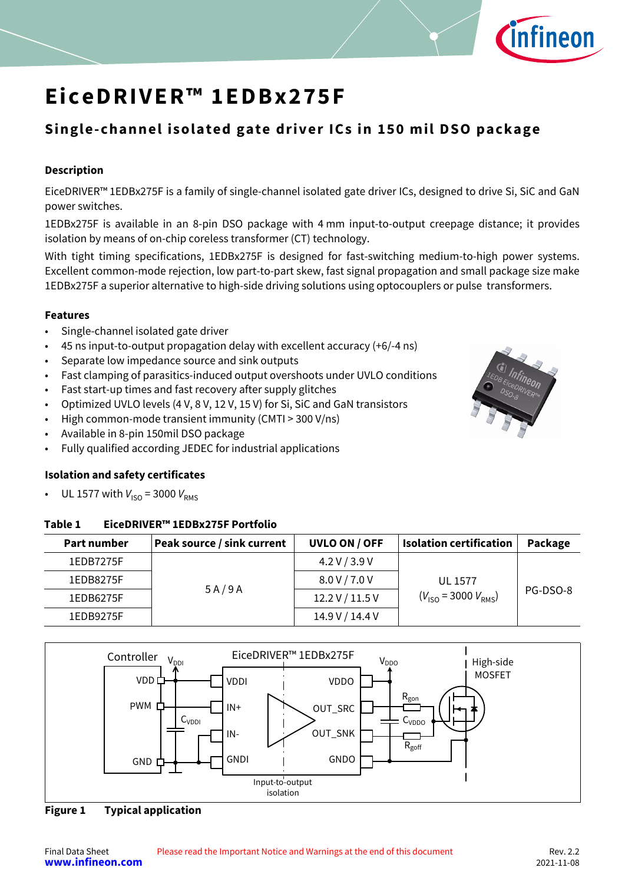# EiceDRIVER™ 1EDBx275F

## Single-channel isolated gate driver ICs in 150 mil DSO package

### Description

EiceDRIVER™ 1EDBx275F is a family of single-channel isolated gate driver ICs, designed to drive Si, SiC and GaN power switches.

1EDBx275F is available in an 8-pin DSO package with 4 mm input-to-output creepage distance; it provides isolation by means of on-chip coreless transformer (CT) technology.

With tight timing specifications, 1EDBx275F is designed for fast-switching medium-to-high power systems. Excellent common-mode rejection, low part-to-part skew, fast signal propagation and small package size make 1EDBx275F a superior alternative to high-side driving solutions using optocouplers or pulse transformers.

### Features

- Single-channel isolated gate driver
- 45 ns input-to-output propagation delay with excellent accuracy (+6/-4 ns)
- Separate low impedance source and sink outputs
- Fast clamping of parasitics-induced output overshoots under UVLO conditions
- Fast start-up times and fast recovery after supply glitches
- Optimized UVLO levels (4 V, 8 V, 12 V, 15 V) for Si, SiC and GaN transistors
- High common-mode transient immunity (CMTI > 300 V/ns)
- Available in 8-pin 150mil DSO package
- Fully qualified according JEDEC for industrial applications

### Isolation and safety certificates

- UL 1577 with $V_{ISO}$ = 3000 $V_{RMS}$

**Table 1 EiceDRIVER™ 1EDBx275F Portfolio**

| Part number | Peak source / sink current | UVLO ON / OFF | Isolation certification | Package |
|---|---|---|---|---|
| 1EDB7275F | 5 A / 9 A | 4.2 V / 3.9 V | UL 1577 ($V_{ISO}$ = 3000 $V_{RMS}$) | PG-DSO-8 |
| 1EDB8275F | | 8.0 V / 7.0 V | | |
| 1EDB6275F | | 12.2 V / 11.5 V | | |
| 1EDB9275F | | 14.9 V / 14.4 V | | |

**Figure 1 Typical application**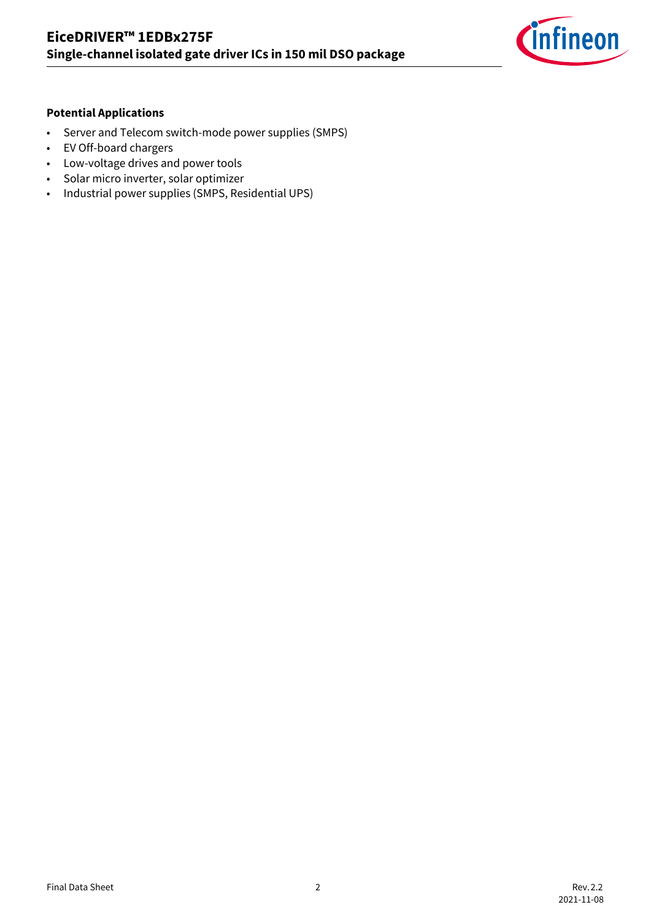**Potential Applications**

- Server and Telecom switch-mode power supplies (SMPS)
- EV Off-board chargers
- Low-voltage drives and power tools
- Solar micro inverter, solar optimizer
- Industrial power supplies (SMPS, Residential UPS)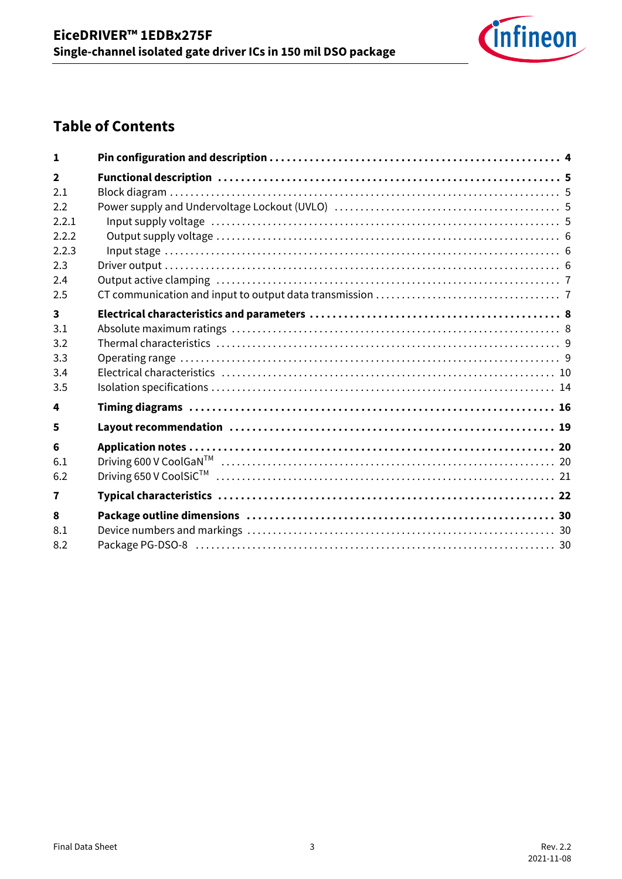## Table of Contents

| | | |
|---|---|---|
| **1** | **Pin configuration and description** | **4** |
| **2** | **Functional description** | **5** |
| 2.1 | Block diagram | 5 |
| 2.2 | Power supply and Undervoltage Lockout (UVLO) | 5 |
| 2.2.1 | Input supply voltage | 5 |
| 2.2.2 | Output supply voltage | 6 |
| 2.2.3 | Input stage | 6 |
| 2.3 | Driver output | 6 |
| 2.4 | Output active clamping | 7 |
| 2.5 | CT communication and input to output data transmission | 7 |
| **3** | **Electrical characteristics and parameters** | **8** |
| 3.1 | Absolute maximum ratings | 8 |
| 3.2 | Thermal characteristics | 9 |
| 3.3 | Operating range | 9 |
| 3.4 | Electrical characteristics | 10 |
| 3.5 | Isolation specifications | 14 |
| **4** | **Timing diagrams** | **16** |
| **5** | **Layout recommendation** | **19** |
| **6** | **Application notes** | **20** |
| 6.1 | Driving 600 V CoolGaN™ | 20 |
| 6.2 | Driving 650 V CoolSiC™ | 21 |
| **7** | **Typical characteristics** | **22** |
| **8** | **Package outline dimensions** | **30** |
| 8.1 | Device numbers and markings | 30 |
| 8.2 | Package PG-DSO-8 | 30 |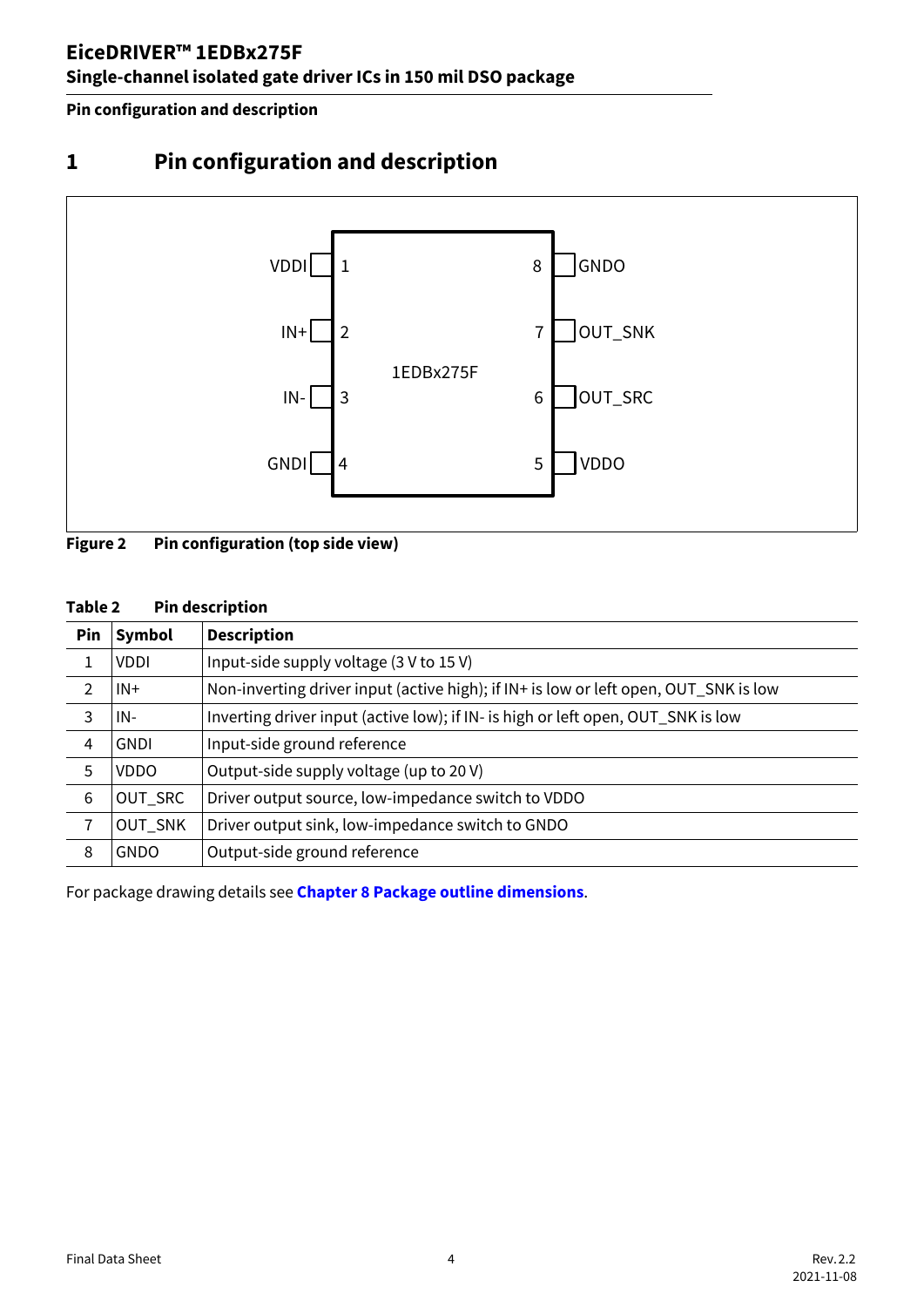# 1 Pin configuration and description

VDDI 1 — 8 GNDO

IN+ 2 — 7 OUT_SNK

IN- 3 — 6 OUT_SRC

GNDI 4 — 5 VDDO

1EDBx275F

**Figure 2 Pin configuration (top side view)**

**Table 2 Pin description**

| Pin | Symbol | Description |
|---|---|---|
| 1 | VDDI | Input-side supply voltage (3 V to 15 V) |
| 2 | IN+ | Non-inverting driver input (active high); if IN+ is low or left open, OUT_SNK is low |
| 3 | IN- | Inverting driver input (active low); if IN- is high or left open, OUT_SNK is low |
| 4 | GNDI | Input-side ground reference |
| 5 | VDDO | Output-side supply voltage (up to 20 V) |
| 6 | OUT_SRC | Driver output source, low-impedance switch to VDDO |
| 7 | OUT_SNK | Driver output sink, low-impedance switch to GNDO |
| 8 | GNDO | Output-side ground reference |

For package drawing details see **Chapter 8 Package outline dimensions**.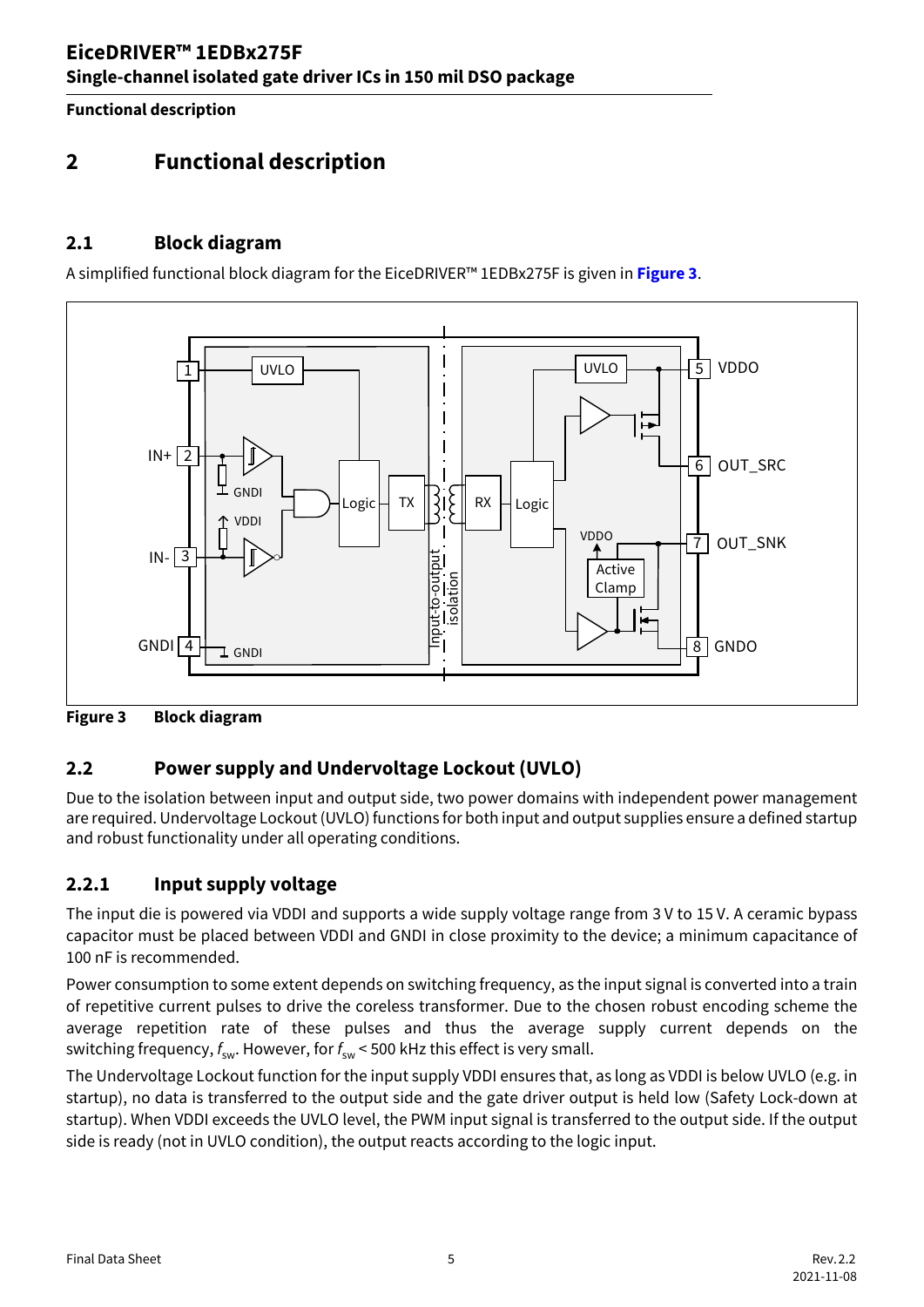# 2 Functional description

## 2.1 Block diagram

A simplified functional block diagram for the EiceDRIVER™ 1EDBx275F is given in **Figure 3**.

**Figure 3 Block diagram**

## 2.2 Power supply and Undervoltage Lockout (UVLO)

Due to the isolation between input and output side, two power domains with independent power management are required. Undervoltage Lockout (UVLO) functions for both input and output supplies ensure a defined startup and robust functionality under all operating conditions.

### 2.2.1 Input supply voltage

The input die is powered via VDDI and supports a wide supply voltage range from 3 V to 15 V. A ceramic bypass capacitor must be placed between VDDI and GNDI in close proximity to the device; a minimum capacitance of 100 nF is recommended.

Power consumption to some extent depends on switching frequency, as the input signal is converted into a train of repetitive current pulses to drive the coreless transformer. Due to the chosen robust encoding scheme the average repetition rate of these pulses and thus the average supply current depends on the switching frequency, $f_{sw}$. However, for $f_{sw}$ < 500 kHz this effect is very small.

The Undervoltage Lockout function for the input supply VDDI ensures that, as long as VDDI is below UVLO (e.g. in startup), no data is transferred to the output side and the gate driver output is held low (Safety Lock-down at startup). When VDDI exceeds the UVLO level, the PWM input signal is transferred to the output side. If the output side is ready (not in UVLO condition), the output reacts according to the logic input.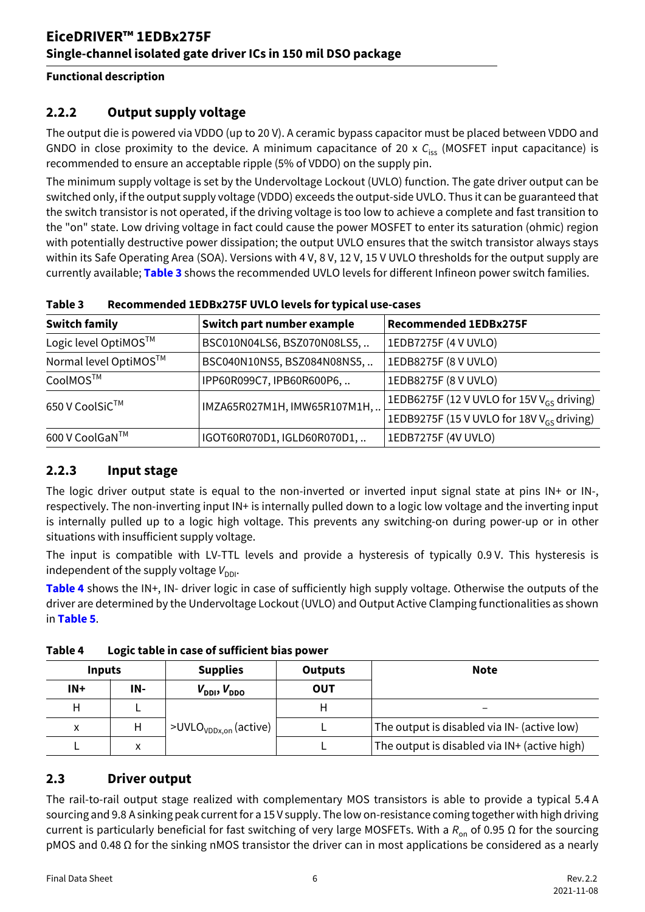**Functional description**

### 2.2.2 Output supply voltage

The output die is powered via VDDO (up to 20 V). A ceramic bypass capacitor must be placed between VDDO and GNDO in close proximity to the device. A minimum capacitance of 20 x $C_{iss}$ (MOSFET input capacitance) is recommended to ensure an acceptable ripple (5% of VDDO) on the supply pin.

The minimum supply voltage is set by the Undervoltage Lockout (UVLO) function. The gate driver output can be switched only, if the output supply voltage (VDDO) exceeds the output-side UVLO. Thus it can be guaranteed that the switch transistor is not operated, if the driving voltage is too low to achieve a complete and fast transition to the "on" state. Low driving voltage in fact could cause the power MOSFET to enter its saturation (ohmic) region with potentially destructive power dissipation; the output UVLO ensures that the switch transistor always stays within its Safe Operating Area (SOA). Versions with 4 V, 8 V, 12 V, 15 V UVLO thresholds for the output supply are currently available; **Table 3** shows the recommended UVLO levels for different Infineon power switch families.

**Table 3 Recommended 1EDBx275F UVLO levels for typical use-cases**

| Switch family | Switch part number example | Recommended 1EDBx275F |
|---|---|---|
| Logic level OptiMOS™ | BSC010N04LS6, BSZ070N08LS5, .. | 1EDB7275F (4 V UVLO) |
| Normal level OptiMOS™ | BSC040N10NS5, BSZ084N08NS5, .. | 1EDB8275F (8 V UVLO) |
| CoolMOS™ | IPP60R099C7, IPB60R600P6, .. | 1EDB8275F (8 V UVLO) |
| 650 V CoolSiC™ | IMZA65R027M1H, IMW65R107M1H, .. | 1EDB6275F (12 V UVLO for 15V $V_{GS}$ driving) |
| | | 1EDB9275F (15 V UVLO for 18V $V_{GS}$ driving) |
| 600 V CoolGaN™ | IGOT60R070D1, IGLD60R070D1, .. | 1EDB7275F (4V UVLO) |

### 2.2.3 Input stage

The logic driver output state is equal to the non-inverted or inverted input signal state at pins IN+ or IN-, respectively. The non-inverting input IN+ is internally pulled down to a logic low voltage and the inverting input is internally pulled up to a logic high voltage. This prevents any switching-on during power-up or in other situations with insufficient supply voltage.

The input is compatible with LV-TTL levels and provide a hysteresis of typically 0.9 V. This hysteresis is independent of the supply voltage $V_{DDI}$.

**Table 4** shows the IN+, IN- driver logic in case of sufficiently high supply voltage. Otherwise the outputs of the driver are determined by the Undervoltage Lockout (UVLO) and Output Active Clamping functionalities as shown in **Table 5**.

**Table 4 Logic table in case of sufficient bias power**

| Inputs | | Supplies | Outputs | Note |
|---|---|---|---|---|
| IN+ | IN- | $V_{DDI}$, $V_{DDO}$ | OUT | |
| H | L | >$UVLO_{VDDx,on}$ (active) | H | – |
| x | H | | L | The output is disabled via IN- (active low) |
| L | x | | L | The output is disabled via IN+ (active high) |

## 2.3 Driver output

The rail-to-rail output stage realized with complementary MOS transistors is able to provide a typical 5.4 A sourcing and 9.8 A sinking peak current for a 15 V supply. The low on-resistance coming together with high driving current is particularly beneficial for fast switching of very large MOSFETs. With a $R_{on}$ of 0.95 Ω for the sourcing pMOS and 0.48 Ω for the sinking nMOS transistor the driver can in most applications be considered as a nearly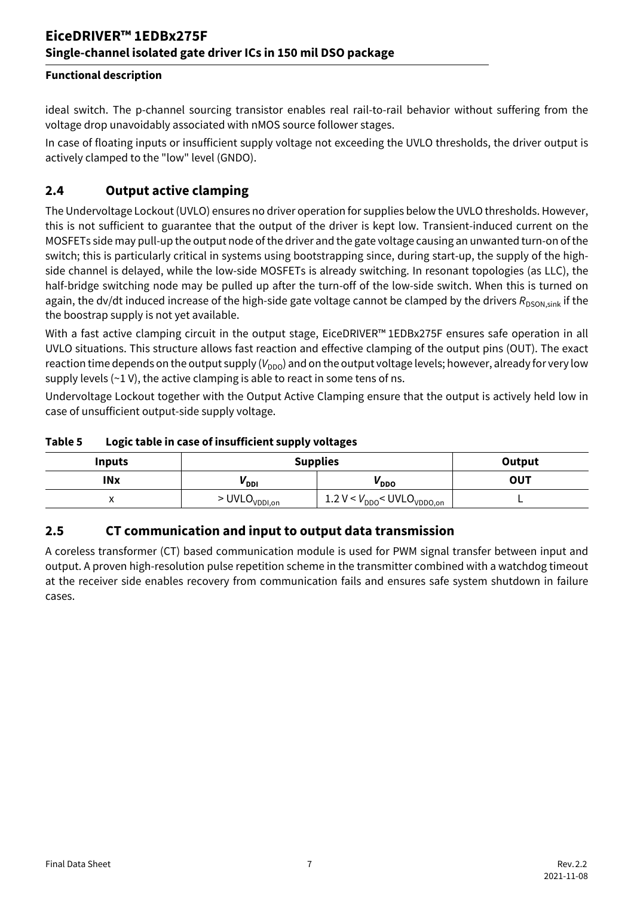ideal switch. The p-channel sourcing transistor enables real rail-to-rail behavior without suffering from the voltage drop unavoidably associated with nMOS source follower stages.

In case of floating inputs or insufficient supply voltage not exceeding the UVLO thresholds, the driver output is actively clamped to the "low" level (GNDO).

## 2.4 Output active clamping

The Undervoltage Lockout (UVLO) ensures no driver operation for supplies below the UVLO thresholds. However, this is not sufficient to guarantee that the output of the driver is kept low. Transient-induced current on the MOSFETs side may pull-up the output node of the driver and the gate voltage causing an unwanted turn-on of the switch; this is particularly critical in systems using bootstrapping since, during start-up, the supply of the high-side channel is delayed, while the low-side MOSFETs is already switching. In resonant topologies (as LLC), the half-bridge switching node may be pulled up after the turn-off of the low-side switch. When this is turned on again, the dv/dt induced increase of the high-side gate voltage cannot be clamped by the drivers $R_{DSON,sink}$ if the the boostrap supply is not yet available.

With a fast active clamping circuit in the output stage, EiceDRIVER™ 1EDBx275F ensures safe operation in all UVLO situations. This structure allows fast reaction and effective clamping of the output pins (OUT). The exact reaction time depends on the output supply ($V_{DDO}$) and on the output voltage levels; however, already for very low supply levels (~1 V), the active clamping is able to react in some tens of ns.

Undervoltage Lockout together with the Output Active Clamping ensure that the output is actively held low in case of unsufficient output-side supply voltage.

**Table 5 Logic table in case of insufficient supply voltages**

| Inputs | Supplies | | Output |
|---|---|---|---|
| **INx** | $V_{DDI}$ | $V_{DDO}$ | **OUT** |
| x | > $UVLO_{VDDI,on}$ | 1.2 V < $V_{DDO}$ < $UVLO_{VDDO,on}$ | L |

## 2.5 CT communication and input to output data transmission

A coreless transformer (CT) based communication module is used for PWM signal transfer between input and output. A proven high-resolution pulse repetition scheme in the transmitter combined with a watchdog timeout at the receiver side enables recovery from communication fails and ensures safe system shutdown in failure cases.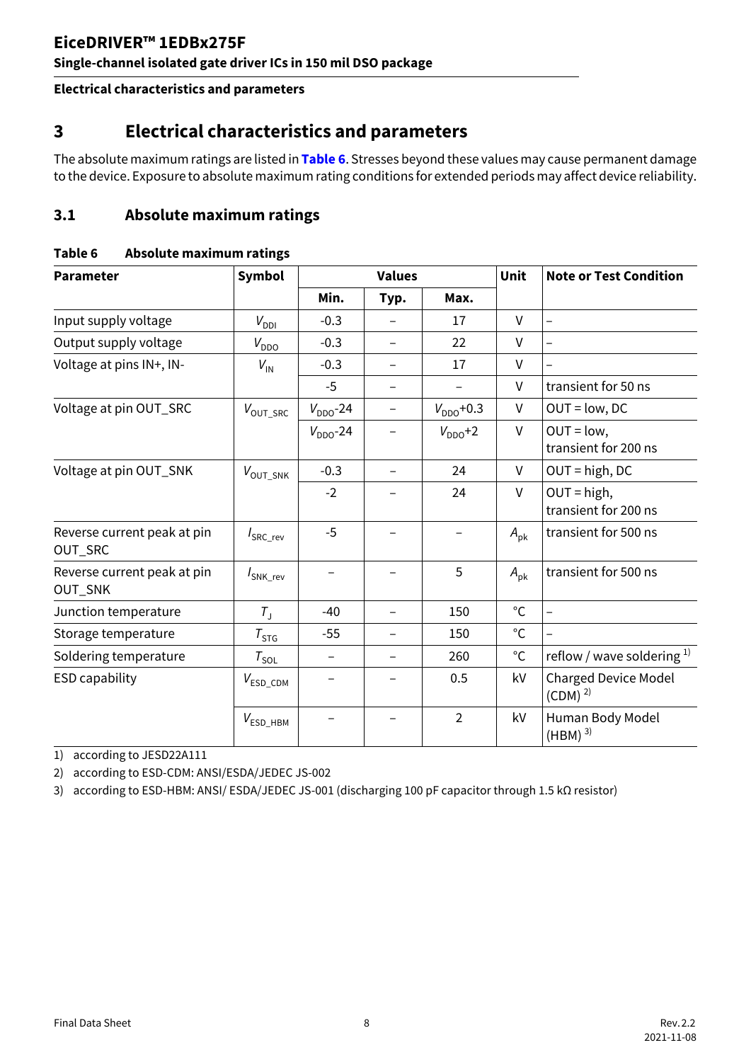# 3 Electrical characteristics and parameters

The absolute maximum ratings are listed in **Table 6**. Stresses beyond these values may cause permanent damage to the device. Exposure to absolute maximum rating conditions for extended periods may affect device reliability.

## 3.1 Absolute maximum ratings

**Table 6 Absolute maximum ratings**

| Parameter | Symbol | Values | | | Unit | Note or Test Condition |
|---|---|---|---|---|---|---|
| | | Min. | Typ. | Max. | | |
| Input supply voltage | $V_{DDI}$ | -0.3 | – | 17 | V | – |
| Output supply voltage | $V_{DDO}$ | -0.3 | – | 22 | V | – |
| Voltage at pins IN+, IN- | $V_{IN}$ | -0.3 | – | 17 | V | – |
| | | -5 | – | – | V | transient for 50 ns |
| Voltage at pin OUT_SRC | $V_{OUT\_SRC}$ | $V_{DDO}$-24 | – | $V_{DDO}$+0.3 | V | OUT = low, DC |
| | | $V_{DDO}$-24 | – | $V_{DDO}$+2 | V | OUT = low, transient for 200 ns |
| Voltage at pin OUT_SNK | $V_{OUT\_SNK}$ | -0.3 | – | 24 | V | OUT = high, DC |
| | | -2 | – | 24 | V | OUT = high, transient for 200 ns |
| Reverse current peak at pin OUT_SRC | $I_{SRC\_rev}$ | -5 | – | – | $A_{pk}$ | transient for 500 ns |
| Reverse current peak at pin OUT_SNK | $I_{SNK\_rev}$ | – | – | 5 | $A_{pk}$ | transient for 500 ns |
| Junction temperature | $T_J$ | -40 | – | 150 | °C | – |
| Storage temperature | $T_{STG}$ | -55 | – | 150 | °C | – |
| Soldering temperature | $T_{SOL}$ | – | – | 260 | °C | reflow / wave soldering [1] |
| ESD capability | $V_{ESD\_CDM}$ | – | – | 0.5 | kV | Charged Device Model (CDM) [2] |
| | $V_{ESD\_HBM}$ | – | – | 2 | kV | Human Body Model (HBM) [3] |

1) according to JESD22A111

2) according to ESD-CDM: ANSI/ESDA/JEDEC JS-002

3) according to ESD-HBM: ANSI/ ESDA/JEDEC JS-001 (discharging 100 pF capacitor through 1.5 kΩ resistor)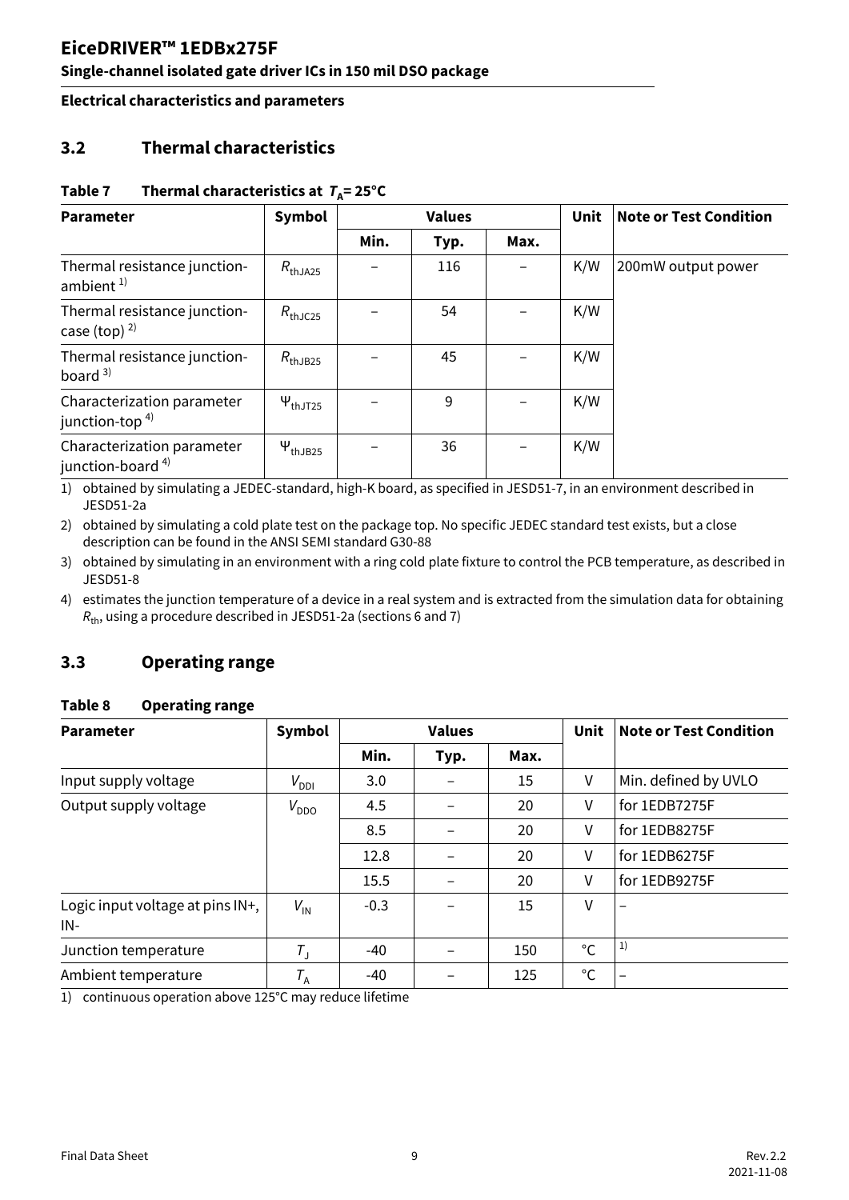## 3.2 Thermal characteristics

**Table 7 Thermal characteristics at $T_A$= 25°C**

| Parameter | Symbol | Values | | | Unit | Note or Test Condition |
|---|---|---|---|---|---|---|
| | | Min. | Typ. | Max. | | |
| Thermal resistance junction-ambient [1] | $R_{thJA25}$ | – | 116 | – | K/W | 200mW output power |
| Thermal resistance junction-case (top) [2] | $R_{thJC25}$ | – | 54 | – | K/W | |
| Thermal resistance junction-board [3] | $R_{thJB25}$ | – | 45 | – | K/W | |
| Characterization parameter junction-top [4] | $\Psi_{thJT25}$ | – | 9 | – | K/W | |
| Characterization parameter junction-board [4] | $\Psi_{thJB25}$ | – | 36 | – | K/W | |

1) obtained by simulating a JEDEC-standard, high-K board, as specified in JESD51-7, in an environment described in JESD51-2a

2) obtained by simulating a cold plate test on the package top. No specific JEDEC standard test exists, but a close description can be found in the ANSI SEMI standard G30-88

3) obtained by simulating in an environment with a ring cold plate fixture to control the PCB temperature, as described in JESD51-8

4) estimates the junction temperature of a device in a real system and is extracted from the simulation data for obtaining $R_{th}$, using a procedure described in JESD51-2a (sections 6 and 7)

## 3.3 Operating range

**Table 8 Operating range**

| Parameter | Symbol | Values | | | Unit | Note or Test Condition |
|---|---|---|---|---|---|---|
| | | Min. | Typ. | Max. | | |
| Input supply voltage | $V_{DDI}$ | 3.0 | – | 15 | V | Min. defined by UVLO |
| Output supply voltage | $V_{DDO}$ | 4.5 | – | 20 | V | for 1EDB7275F |
| | | 8.5 | – | 20 | V | for 1EDB8275F |
| | | 12.8 | – | 20 | V | for 1EDB6275F |
| | | 15.5 | – | 20 | V | for 1EDB9275F |
| Logic input voltage at pins IN+, IN- | $V_{IN}$ | -0.3 | – | 15 | V | – |
| Junction temperature | $T_J$ | -40 | – | 150 | °C | [1] |
| Ambient temperature | $T_A$ | -40 | – | 125 | °C | – |

1) continuous operation above 125°C may reduce lifetime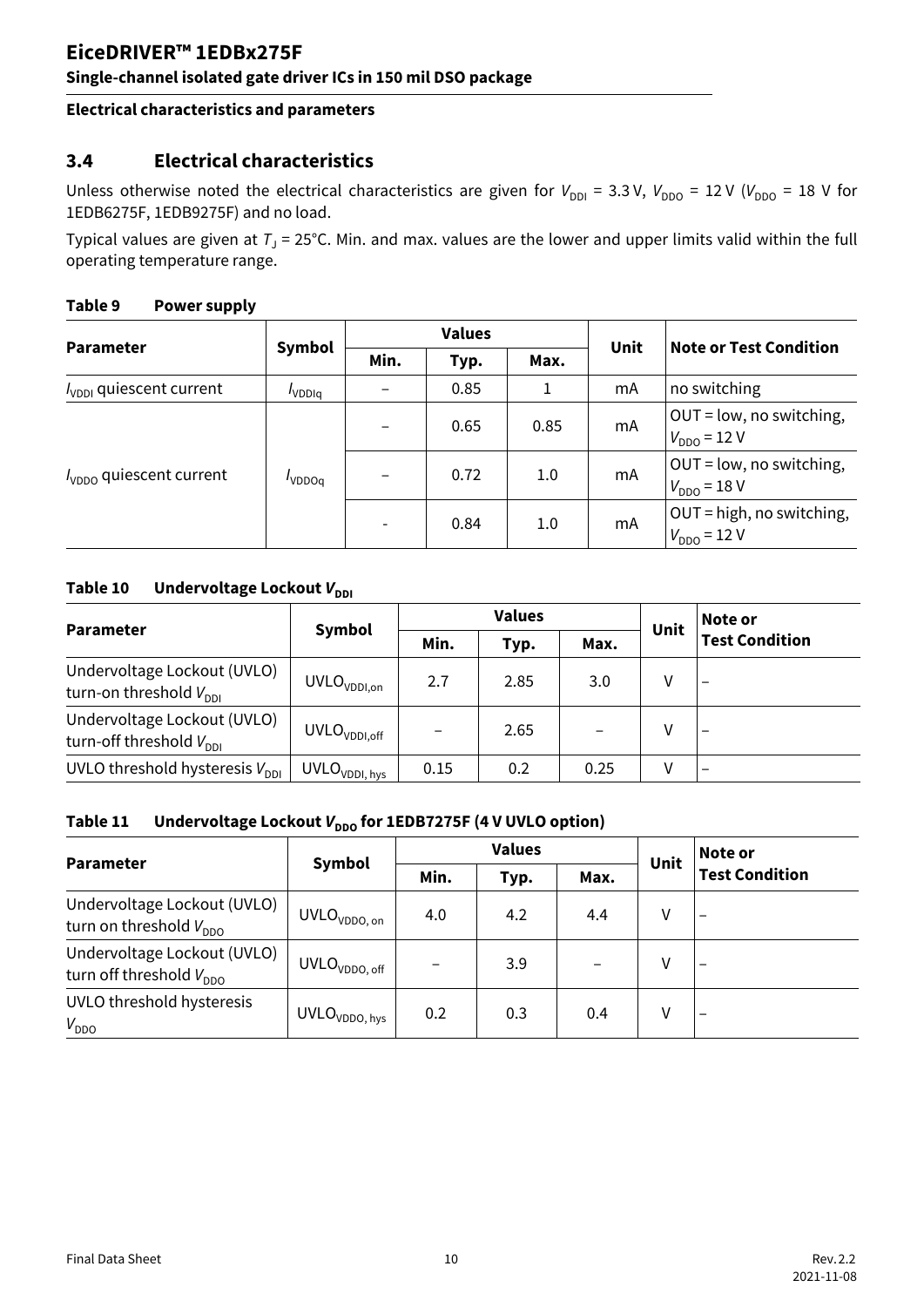### 3.4 Electrical characteristics

Unless otherwise noted the electrical characteristics are given for $V_{DDI}$ = 3.3 V, $V_{DDO}$ = 12 V ($V_{DDO}$ = 18 V for 1EDB6275F, 1EDB9275F) and no load.

Typical values are given at $T_J$ = 25°C. Min. and max. values are the lower and upper limits valid within the full operating temperature range.

**Table 9 Power supply**

| Parameter | Symbol | Values | | | Unit | Note or Test Condition |
|---|---|---|---|---|---|---|
| | | Min. | Typ. | Max. | | |
| $I_{VDDI}$ quiescent current | $I_{VDDIq}$ | – | 0.85 | 1 | mA | no switching |
| $I_{VDDO}$ quiescent current | $I_{VDDOq}$ | – | 0.65 | 0.85 | mA | OUT = low, no switching, $V_{DDO}$ = 12 V |
| | | – | 0.72 | 1.0 | mA | OUT = low, no switching, $V_{DDO}$ = 18 V |
| | | - | 0.84 | 1.0 | mA | OUT = high, no switching, $V_{DDO}$ = 12 V |

**Table 10 Undervoltage Lockout $V_{DDI}$**

| Parameter | Symbol | Values | | | Unit | Note or Test Condition |
|---|---|---|---|---|---|---|
| | | Min. | Typ. | Max. | | |
| Undervoltage Lockout (UVLO) turn-on threshold $V_{DDI}$ | $UVLO_{VDDI,on}$ | 2.7 | 2.85 | 3.0 | V | – |
| Undervoltage Lockout (UVLO) turn-off threshold $V_{DDI}$ | $UVLO_{VDDI,off}$ | – | 2.65 | – | V | – |
| UVLO threshold hysteresis $V_{DDI}$ | $UVLO_{VDDI, hys}$ | 0.15 | 0.2 | 0.25 | V | – |

**Table 11 Undervoltage Lockout $V_{DDO}$ for 1EDB7275F (4 V UVLO option)**

| Parameter | Symbol | Values | | | Unit | Note or Test Condition |
|---|---|---|---|---|---|---|
| | | Min. | Typ. | Max. | | |
| Undervoltage Lockout (UVLO) turn on threshold $V_{DDO}$ | $UVLO_{VDDO, on}$ | 4.0 | 4.2 | 4.4 | V | – |
| Undervoltage Lockout (UVLO) turn off threshold $V_{DDO}$ | $UVLO_{VDDO, off}$ | – | 3.9 | – | V | – |
| UVLO threshold hysteresis $V_{DDO}$ | $UVLO_{VDDO, hys}$ | 0.2 | 0.3 | 0.4 | V | – |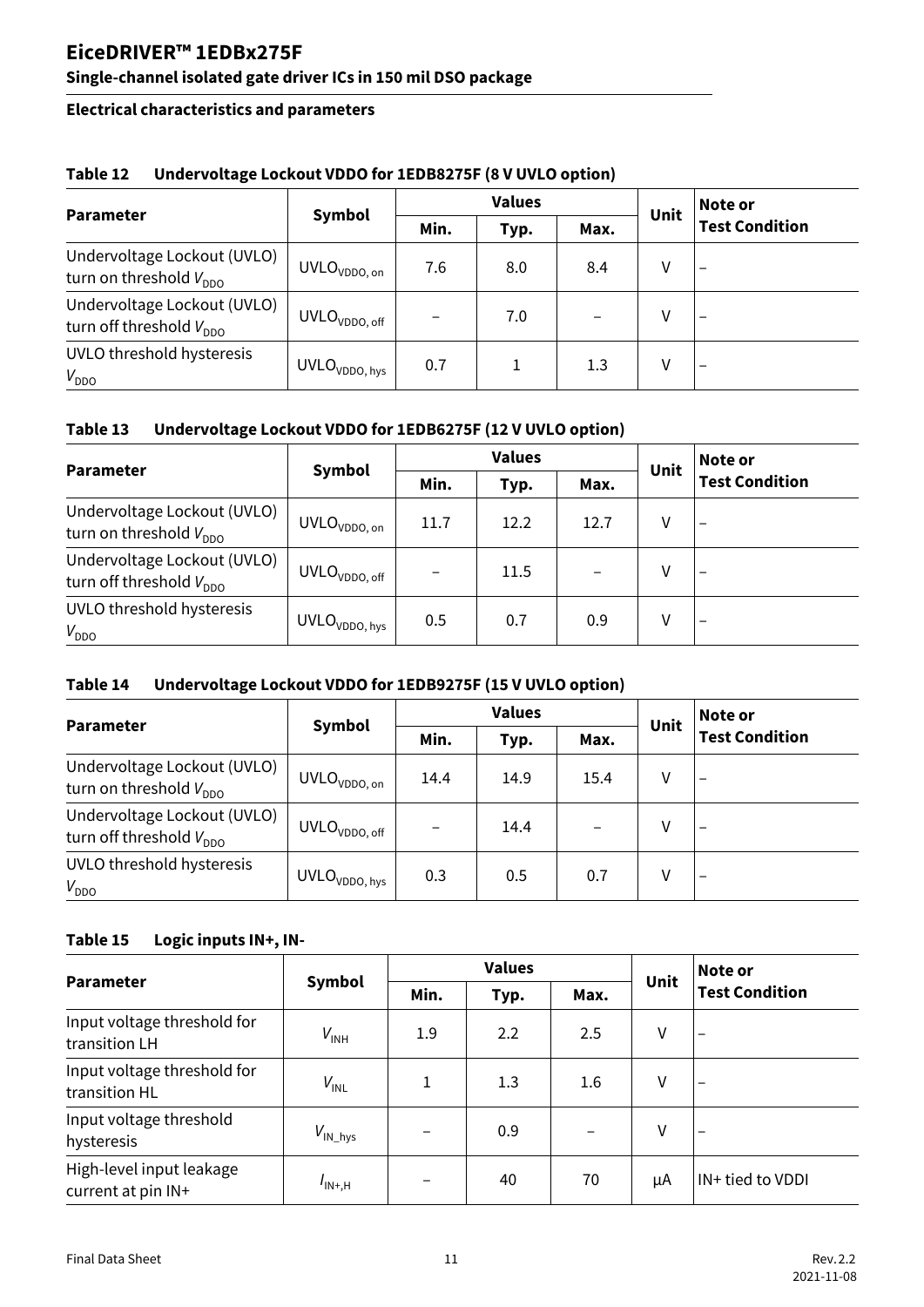### Table 12 Undervoltage Lockout VDDO for 1EDB8275F (8 V UVLO option)

| Parameter | Symbol | Values | | | Unit | Note or Test Condition |
|---|---|---|---|---|---|---|
| | | Min. | Typ. | Max. | | |
| Undervoltage Lockout (UVLO) turn on threshold $V_{DDO}$ | $UVLO_{VDDO, on}$ | 7.6 | 8.0 | 8.4 | V | – |
| Undervoltage Lockout (UVLO) turn off threshold $V_{DDO}$ | $UVLO_{VDDO, off}$ | – | 7.0 | – | V | – |
| UVLO threshold hysteresis $V_{DDO}$ | $UVLO_{VDDO, hys}$ | 0.7 | 1 | 1.3 | V | – |

### Table 13 Undervoltage Lockout VDDO for 1EDB6275F (12 V UVLO option)

| Parameter | Symbol | Values | | | Unit | Note or Test Condition |
|---|---|---|---|---|---|---|
| | | Min. | Typ. | Max. | | |
| Undervoltage Lockout (UVLO) turn on threshold $V_{DDO}$ | $UVLO_{VDDO, on}$ | 11.7 | 12.2 | 12.7 | V | – |
| Undervoltage Lockout (UVLO) turn off threshold $V_{DDO}$ | $UVLO_{VDDO, off}$ | – | 11.5 | – | V | – |
| UVLO threshold hysteresis $V_{DDO}$ | $UVLO_{VDDO, hys}$ | 0.5 | 0.7 | 0.9 | V | – |

### Table 14 Undervoltage Lockout VDDO for 1EDB9275F (15 V UVLO option)

| Parameter | Symbol | Values | | | Unit | Note or Test Condition |
|---|---|---|---|---|---|---|
| | | Min. | Typ. | Max. | | |
| Undervoltage Lockout (UVLO) turn on threshold $V_{DDO}$ | $UVLO_{VDDO, on}$ | 14.4 | 14.9 | 15.4 | V | – |
| Undervoltage Lockout (UVLO) turn off threshold $V_{DDO}$ | $UVLO_{VDDO, off}$ | – | 14.4 | – | V | – |
| UVLO threshold hysteresis $V_{DDO}$ | $UVLO_{VDDO, hys}$ | 0.3 | 0.5 | 0.7 | V | – |

### Table 15 Logic inputs IN+, IN-

| Parameter | Symbol | Values | | | Unit | Note or Test Condition |
|---|---|---|---|---|---|---|
| | | Min. | Typ. | Max. | | |
| Input voltage threshold for transition LH | $V_{INH}$ | 1.9 | 2.2 | 2.5 | V | – |
| Input voltage threshold for transition HL | $V_{INL}$ | 1 | 1.3 | 1.6 | V | – |
| Input voltage threshold hysteresis | $V_{IN\_hys}$ | – | 0.9 | – | V | – |
| High-level input leakage current at pin IN+ | $I_{IN+,H}$ | – | 40 | 70 | µA | IN+ tied to VDDI |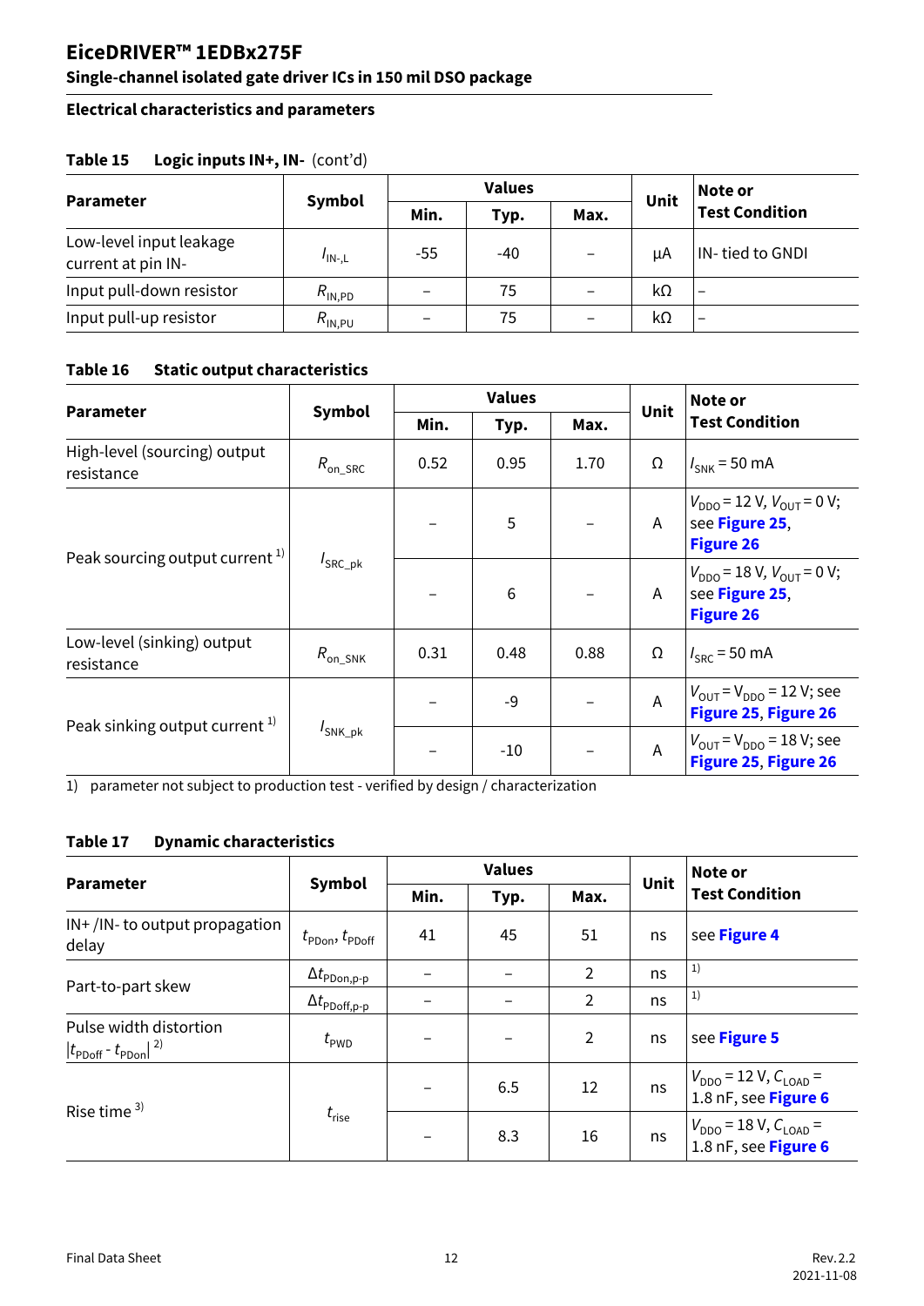## Electrical characteristics and parameters

**Table 15 Logic inputs IN+, IN-** (cont'd)

| Parameter | Symbol | Values | | | Unit | Note or Test Condition |
|---|---|---|---|---|---|---|
| | | Min. | Typ. | Max. | | |
| Low-level input leakage current at pin IN- | $I_{IN-,L}$ | -55 | -40 | – | µA | IN- tied to GNDI |
| Input pull-down resistor | $R_{IN,PD}$ | – | 75 | – | kΩ | – |
| Input pull-up resistor | $R_{IN,PU}$ | – | 75 | – | kΩ | – |

**Table 16 Static output characteristics**

| Parameter | Symbol | Values | | | Unit | Note or Test Condition |
|---|---|---|---|---|---|---|
| | | Min. | Typ. | Max. | | |
| High-level (sourcing) output resistance | $R_{on\_SRC}$ | 0.52 | 0.95 | 1.70 | Ω | $I_{SNK}$ = 50 mA |
| Peak sourcing output current [1] | $I_{SRC\_pk}$ | – | 5 | – | A | $V_{DDO}$ = 12 V, $V_{OUT}$ = 0 V; see Figure 25, Figure 26 |
| | | – | 6 | – | A | $V_{DDO}$ = 18 V, $V_{OUT}$ = 0 V; see Figure 25, Figure 26 |
| Low-level (sinking) output resistance | $R_{on\_SNK}$ | 0.31 | 0.48 | 0.88 | Ω | $I_{SRC}$ = 50 mA |
| Peak sinking output current [1] | $I_{SNK\_pk}$ | – | -9 | – | A | $V_{OUT}$ = $V_{DDO}$ = 12 V; see Figure 25, Figure 26 |
| | | – | -10 | – | A | $V_{OUT}$ = $V_{DDO}$ = 18 V; see Figure 25, Figure 26 |

1) parameter not subject to production test - verified by design / characterization

**Table 17 Dynamic characteristics**

| Parameter | Symbol | Values | | | Unit | Note or Test Condition |
|---|---|---|---|---|---|---|
| | | Min. | Typ. | Max. | | |
| IN+ /IN- to output propagation delay | $t_{PDon}$, $t_{PDoff}$ | 41 | 45 | 51 | ns | see Figure 4 |
| Part-to-part skew | $\Delta t_{PDon,p-p}$ | – | – | 2 | ns | [1] |
| | $\Delta t_{PDoff,p-p}$ | – | – | 2 | ns | [1] |
| Pulse width distortion $\lvert t_{PDoff} - t_{PDon} \rvert$ [2] | $t_{PWD}$ | – | – | 2 | ns | see Figure 5 |
| Rise time [3] | $t_{rise}$ | – | 6.5 | 12 | ns | $V_{DDO}$ = 12 V, $C_{LOAD}$ = 1.8 nF, see Figure 6 |
| | | – | 8.3 | 16 | ns | $V_{DDO}$ = 18 V, $C_{LOAD}$ = 1.8 nF, see Figure 6 |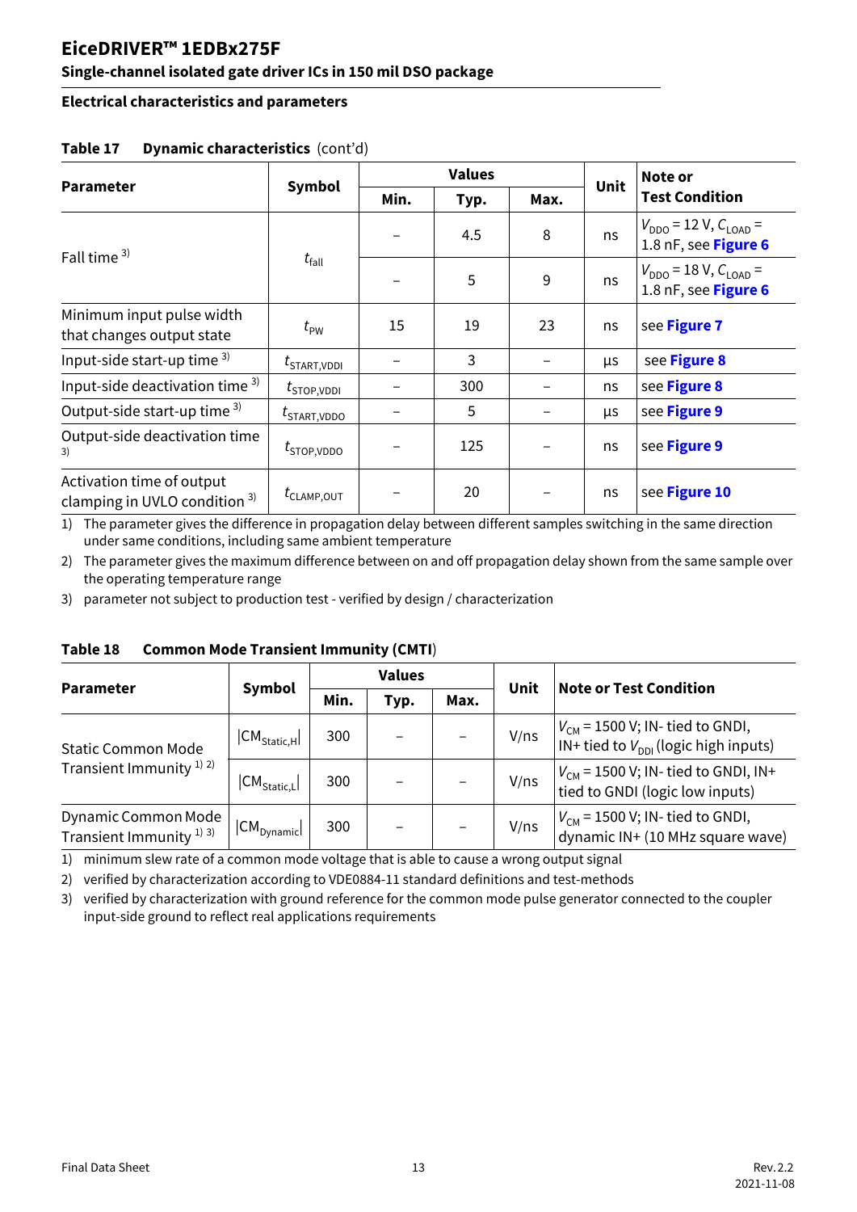**Electrical characteristics and parameters**

**Table 17 Dynamic characteristics** (cont'd)

| Parameter | Symbol | Values | | | Unit | Note or Test Condition |
|---|---|---|---|---|---|---|
| | | Min. | Typ. | Max. | | |
| Fall time [3] | $t_{fall}$ | – | 4.5 | 8 | ns | $V_{DDO}$ = 12 V, $C_{LOAD}$ = 1.8 nF, see **Figure 6** |
| | | – | 5 | 9 | ns | $V_{DDO}$ = 18 V, $C_{LOAD}$ = 1.8 nF, see **Figure 6** |
| Minimum input pulse width that changes output state | $t_{PW}$ | 15 | 19 | 23 | ns | see **Figure 7** |
| Input-side start-up time [3] | $t_{START,VDDI}$ | – | 3 | – | µs | see **Figure 8** |
| Input-side deactivation time [3] | $t_{STOP,VDDI}$ | – | 300 | – | ns | see **Figure 8** |
| Output-side start-up time [3] | $t_{START,VDDO}$ | – | 5 | – | µs | see **Figure 9** |
| Output-side deactivation time [3] | $t_{STOP,VDDO}$ | – | 125 | – | ns | see **Figure 9** |
| Activation time of output clamping in UVLO condition [3] | $t_{CLAMP,OUT}$ | – | 20 | – | ns | see **Figure 10** |

1) The parameter gives the difference in propagation delay between different samples switching in the same direction under same conditions, including same ambient temperature

2) The parameter gives the maximum difference between on and off propagation delay shown from the same sample over the operating temperature range

3) parameter not subject to production test - verified by design / characterization

**Table 18 Common Mode Transient Immunity (CMTI)**

| Parameter | Symbol | Values | | | Unit | Note or Test Condition |
|---|---|---|---|---|---|---|
| | | Min. | Typ. | Max. | | |
| Static Common Mode Transient Immunity [1) 2)] | $\lvert CM_{Static,H}\rvert$ | 300 | – | – | V/ns | $V_{CM}$ = 1500 V; IN- tied to GNDI, IN+ tied to $V_{DDI}$ (logic high inputs) |
| | $\lvert CM_{Static,L}\rvert$ | 300 | – | – | V/ns | $V_{CM}$ = 1500 V; IN- tied to GNDI, IN+ tied to GNDI (logic low inputs) |
| Dynamic Common Mode Transient Immunity [1) 3)] | $\lvert CM_{Dynamic}\rvert$ | 300 | – | – | V/ns | $V_{CM}$ = 1500 V; IN- tied to GNDI, dynamic IN+ (10 MHz square wave) |

1) minimum slew rate of a common mode voltage that is able to cause a wrong output signal

2) verified by characterization according to VDE0884-11 standard definitions and test-methods

3) verified by characterization with ground reference for the common mode pulse generator connected to the coupler input-side ground to reflect real applications requirements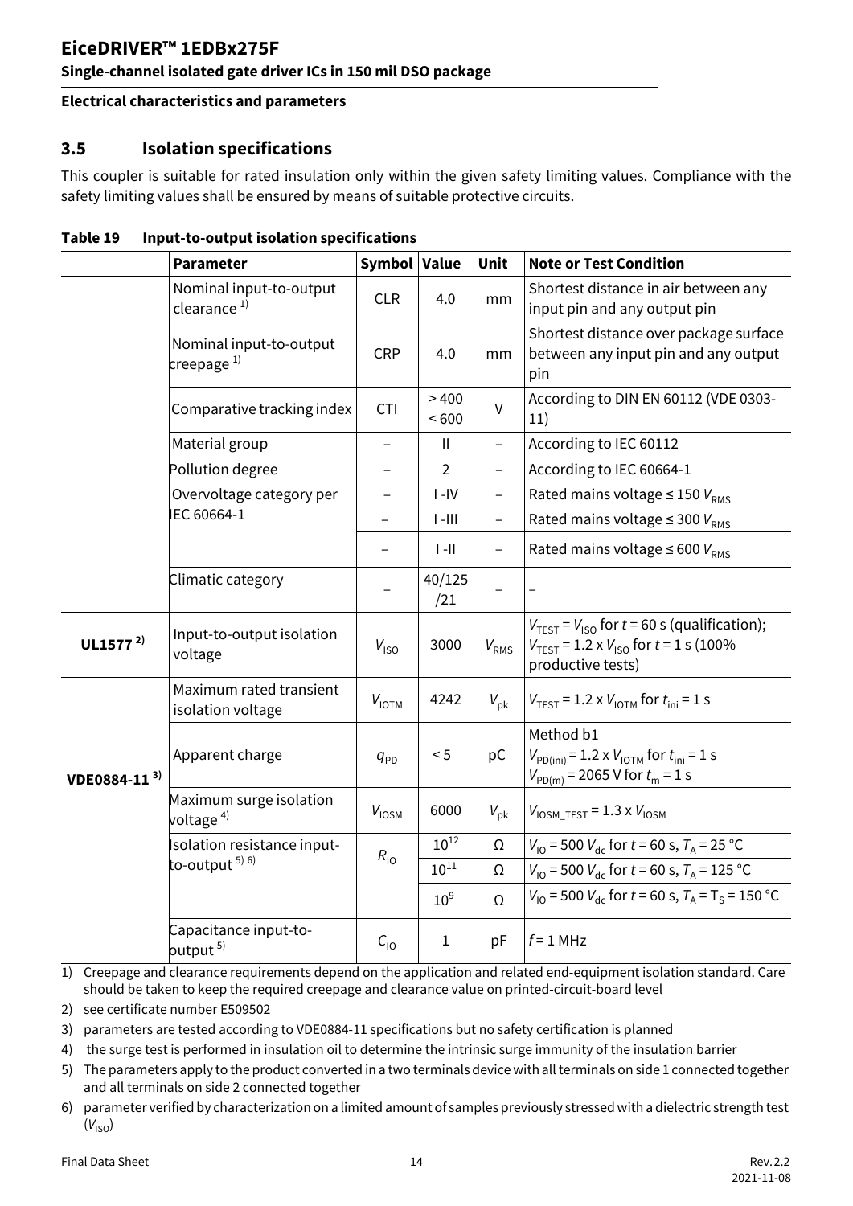## 3.5 Isolation specifications

This coupler is suitable for rated insulation only within the given safety limiting values. Compliance with the safety limiting values shall be ensured by means of suitable protective circuits.

**Table 19 Input-to-output isolation specifications**

| | Parameter | Symbol | Value | Unit | Note or Test Condition |
|---|---|---|---|---|---|
| | Nominal input-to-output clearance [1] | CLR | 4.0 | mm | Shortest distance in air between any input pin and any output pin |
| | Nominal input-to-output creepage [1] | CRP | 4.0 | mm | Shortest distance over package surface between any input pin and any output pin |
| | Comparative tracking index | CTI | > 400 < 600 | V | According to DIN EN 60112 (VDE 0303-11) |
| | Material group | – | II | – | According to IEC 60112 |
| | Pollution degree | – | 2 | – | According to IEC 60664-1 |
| | Overvoltage category per IEC 60664-1 | – | I -IV | – | Rated mains voltage ≤ 150 $V_{RMS}$ |
| | | – | I -III | – | Rated mains voltage ≤ 300 $V_{RMS}$ |
| | | – | I -II | – | Rated mains voltage ≤ 600 $V_{RMS}$ |
| | Climatic category | – | 40/125/21 | – | – |
| **UL1577** [2] | Input-to-output isolation voltage | $V_{ISO}$ | 3000 | $V_{RMS}$ | $V_{TEST} = V_{ISO}$ for $t = 60$ s (qualification); $V_{TEST} = 1.2 \times V_{ISO}$ for $t = 1$ s (100% productive tests) |
| **VDE0884-11** [3] | Maximum rated transient isolation voltage | $V_{IOTM}$ | 4242 | $V_{pk}$ | $V_{TEST} = 1.2 \times V_{IOTM}$ for $t_{ini} = 1$ s |
| | Apparent charge | $q_{PD}$ | < 5 | pC | Method b1 $V_{PD(ini)} = 1.2 \times V_{IOTM}$ for $t_{ini} = 1$ s $V_{PD(m)} = 2065$ V for $t_m = 1$ s |
| | Maximum surge isolation voltage [4] | $V_{IOSM}$ | 6000 | $V_{pk}$ | $V_{IOSM\_TEST} = 1.3 \times V_{IOSM}$ |
| | Isolation resistance input-to-output [5] [6] | $R_{IO}$ | $10^{12}$ | Ω | $V_{IO} = 500$ $V_{dc}$ for $t = 60$ s, $T_A = 25$ °C |
| | | | $10^{11}$ | Ω | $V_{IO} = 500$ $V_{dc}$ for $t = 60$ s, $T_A = 125$ °C |
| | | | $10^{9}$ | Ω | $V_{IO} = 500$ $V_{dc}$ for $t = 60$ s, $T_A = T_S = 150$ °C |
| | Capacitance input-to-output [5] | $C_{IO}$ | 1 | pF | $f = 1$ MHz |

1) Creepage and clearance requirements depend on the application and related end-equipment isolation standard. Care should be taken to keep the required creepage and clearance value on printed-circuit-board level
2) see certificate number E509502
3) parameters are tested according to VDE0884-11 specifications but no safety certification is planned
4) the surge test is performed in insulation oil to determine the intrinsic surge immunity of the insulation barrier
5) The parameters apply to the product converted in a two terminals device with all terminals on side 1 connected together and all terminals on side 2 connected together
6) parameter verified by characterization on a limited amount of samples previously stressed with a dielectric strength test ($V_{ISO}$)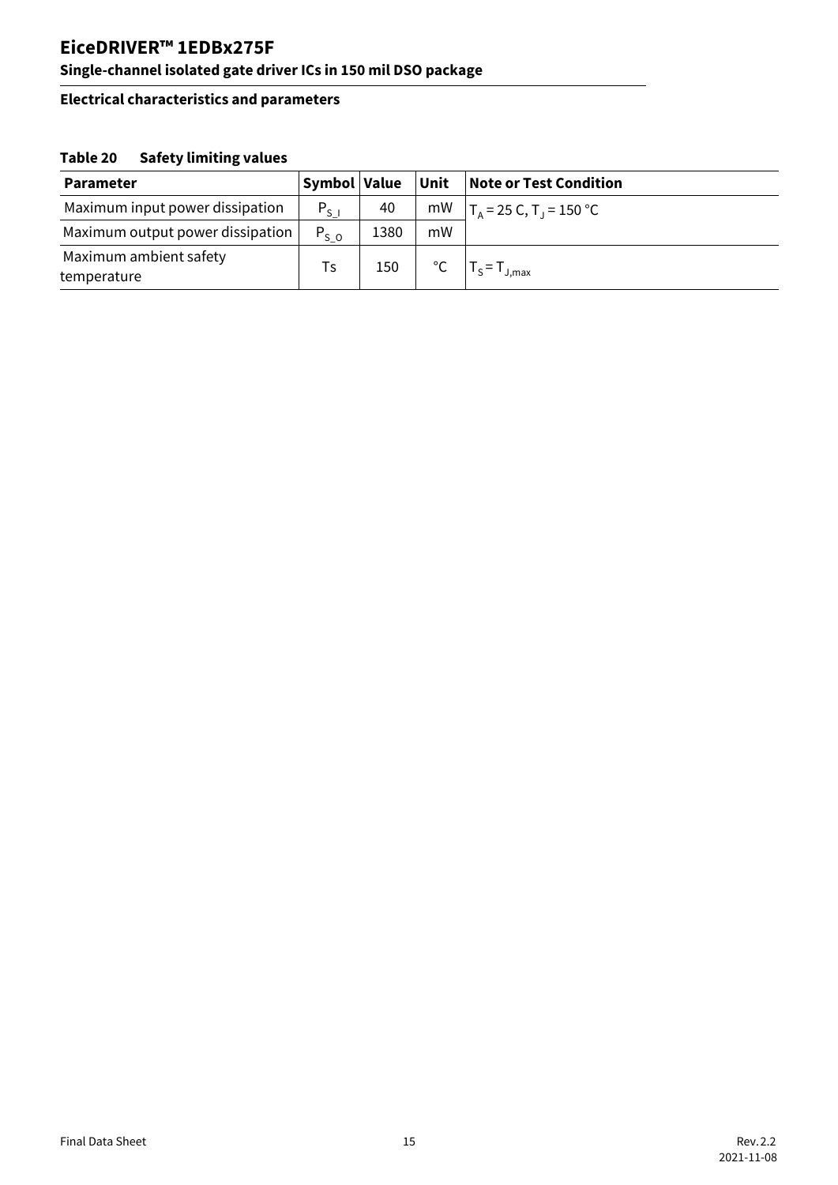## Electrical characteristics and parameters

**Table 20 Safety limiting values**

| Parameter | Symbol | Value | Unit | Note or Test Condition |
|---|---|---|---|---|
| Maximum input power dissipation | $P_{S\_I}$ | 40 | mW | $T_A$ = 25 C, $T_J$ = 150 °C |
| Maximum output power dissipation | $P_{S\_O}$ | 1380 | mW | |
| Maximum ambient safety temperature | Ts | 150 | °C | $T_S = T_{J,max}$ |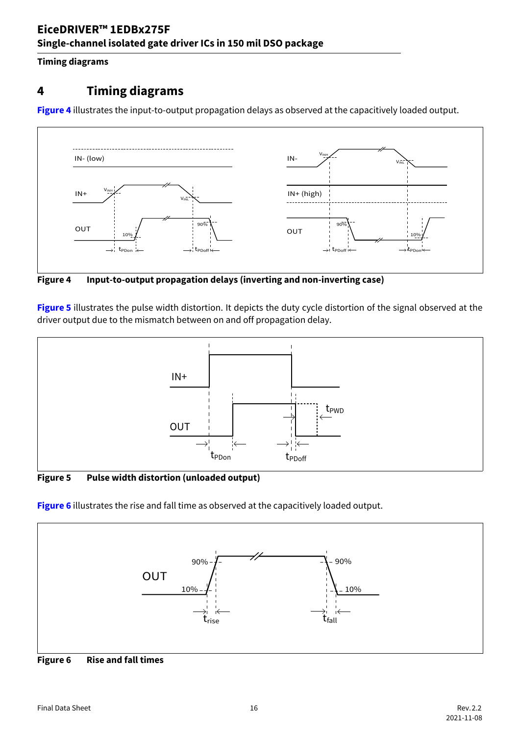# 4 Timing diagrams

**Figure 4** illustrates the input-to-output propagation delays as observed at the capacitively loaded output.

**Figure 4 Input-to-output propagation delays (inverting and non-inverting case)**

**Figure 5** illustrates the pulse width distortion. It depicts the duty cycle distortion of the signal observed at the driver output due to the mismatch between on and off propagation delay.

**Figure 5 Pulse width distortion (unloaded output)**

**Figure 6** illustrates the rise and fall time as observed at the capacitively loaded output.

**Figure 6 Rise and fall times**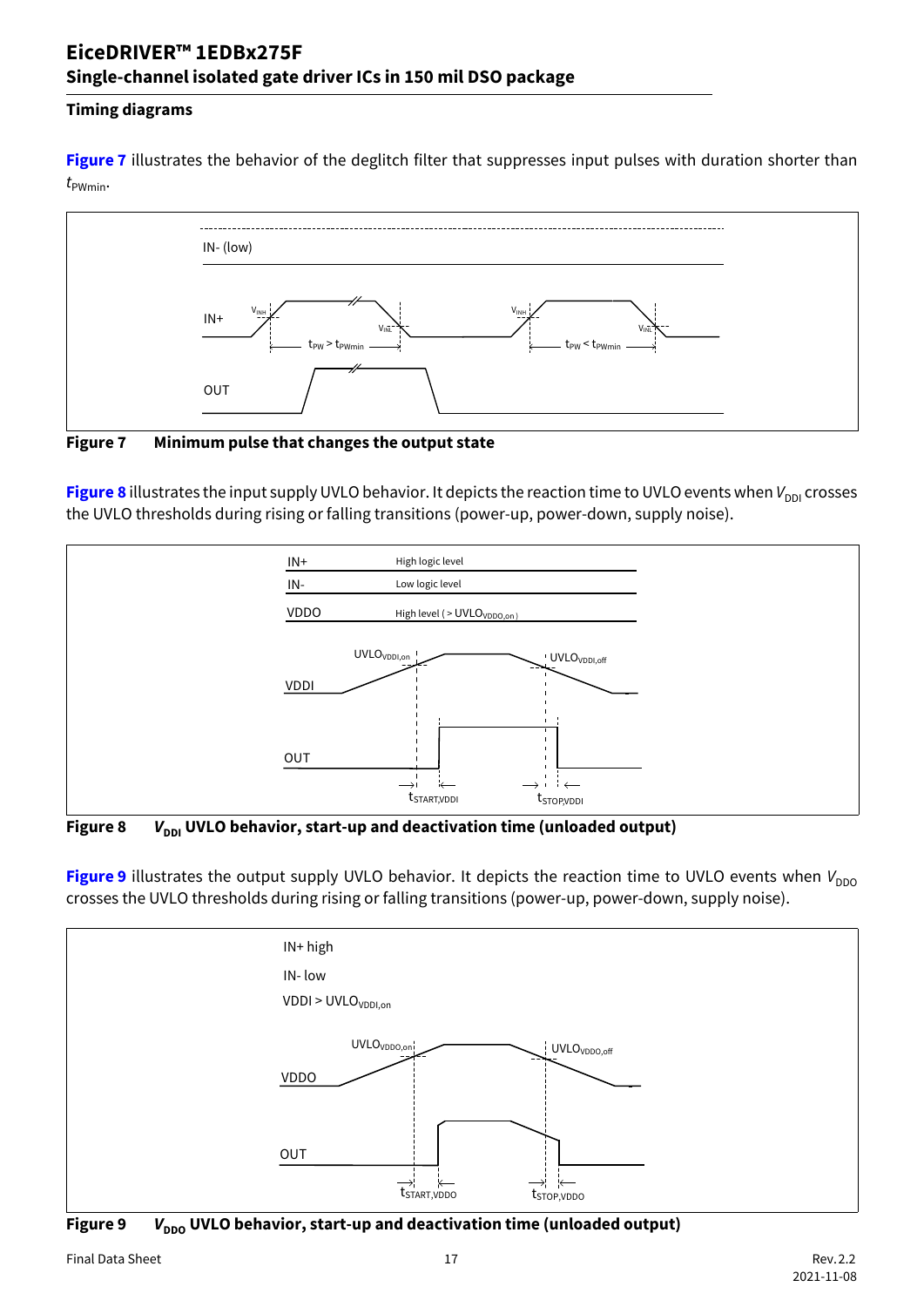## Timing diagrams

Figure 7 illustrates the behavior of the deglitch filter that suppresses input pulses with duration shorter than $t_{PWmin}$.

**Figure 7 Minimum pulse that changes the output state**

Figure 8 illustrates the input supply UVLO behavior. It depicts the reaction time to UVLO events when $V_{DDI}$ crosses the UVLO thresholds during rising or falling transitions (power-up, power-down, supply noise).

**Figure 8 $V_{DDI}$ UVLO behavior, start-up and deactivation time (unloaded output)**

Figure 9 illustrates the output supply UVLO behavior. It depicts the reaction time to UVLO events when $V_{DDO}$ crosses the UVLO thresholds during rising or falling transitions (power-up, power-down, supply noise).

**Figure 9 $V_{DDO}$ UVLO behavior, start-up and deactivation time (unloaded output)**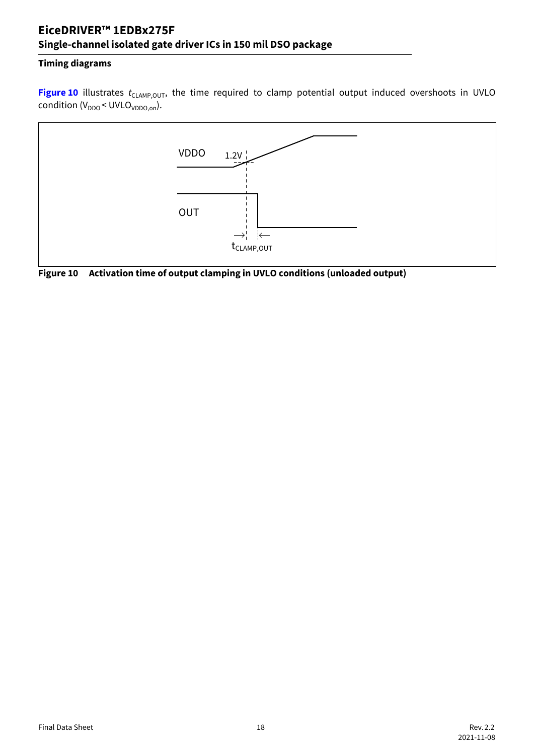### Timing diagrams

**Figure 10** illustrates $t_{CLAMP,OUT}$, the time required to clamp potential output induced overshoots in UVLO condition ($V_{DDO} < UVLO_{VDDO,on}$).

**Figure 10 Activation time of output clamping in UVLO conditions (unloaded output)**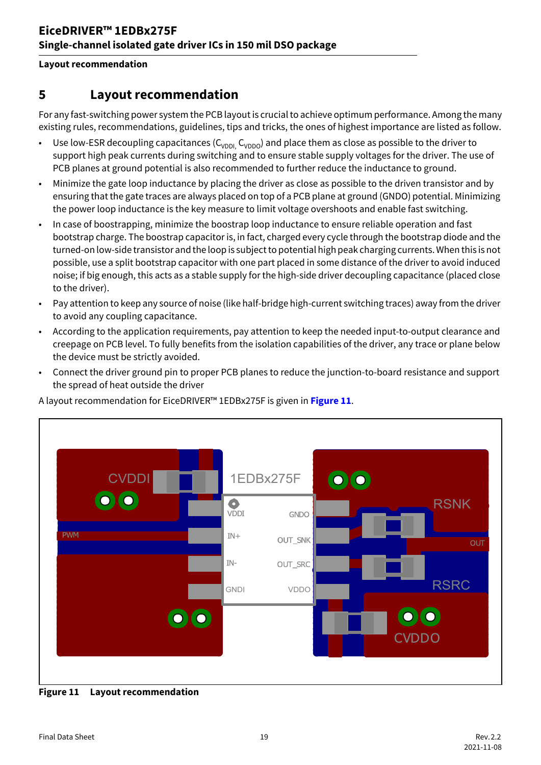## 5 Layout recommendation

For any fast-switching power system the PCB layout is crucial to achieve optimum performance. Among the many existing rules, recommendations, guidelines, tips and tricks, the ones of highest importance are listed as follow.

- Use low-ESR decoupling capacitances ($C_{VDDI}$, $C_{VDDO}$) and place them as close as possible to the driver to support high peak currents during switching and to ensure stable supply voltages for the driver. The use of PCB planes at ground potential is also recommended to further reduce the inductance to ground.
- Minimize the gate loop inductance by placing the driver as close as possible to the driven transistor and by ensuring that the gate traces are always placed on top of a PCB plane at ground (GNDO) potential. Minimizing the power loop inductance is the key measure to limit voltage overshoots and enable fast switching.
- In case of boostrapping, minimize the boostrap loop inductance to ensure reliable operation and fast bootstrap charge. The boostrap capacitor is, in fact, charged every cycle through the bootstrap diode and the turned-on low-side transistor and the loop is subject to potential high peak charging currents. When this is not possible, use a split bootstrap capacitor with one part placed in some distance of the driver to avoid induced noise; if big enough, this acts as a stable supply for the high-side driver decoupling capacitance (placed close to the driver).
- Pay attention to keep any source of noise (like half-bridge high-current switching traces) away from the driver to avoid any coupling capacitance.
- According to the application requirements, pay attention to keep the needed input-to-output clearance and creepage on PCB level. To fully benefits from the isolation capabilities of the driver, any trace or plane below the device must be strictly avoided.
- Connect the driver ground pin to proper PCB planes to reduce the junction-to-board resistance and support the spread of heat outside the driver

A layout recommendation for EiceDRIVER™ 1EDBx275F is given in **Figure 11**.

**Figure 11 Layout recommendation**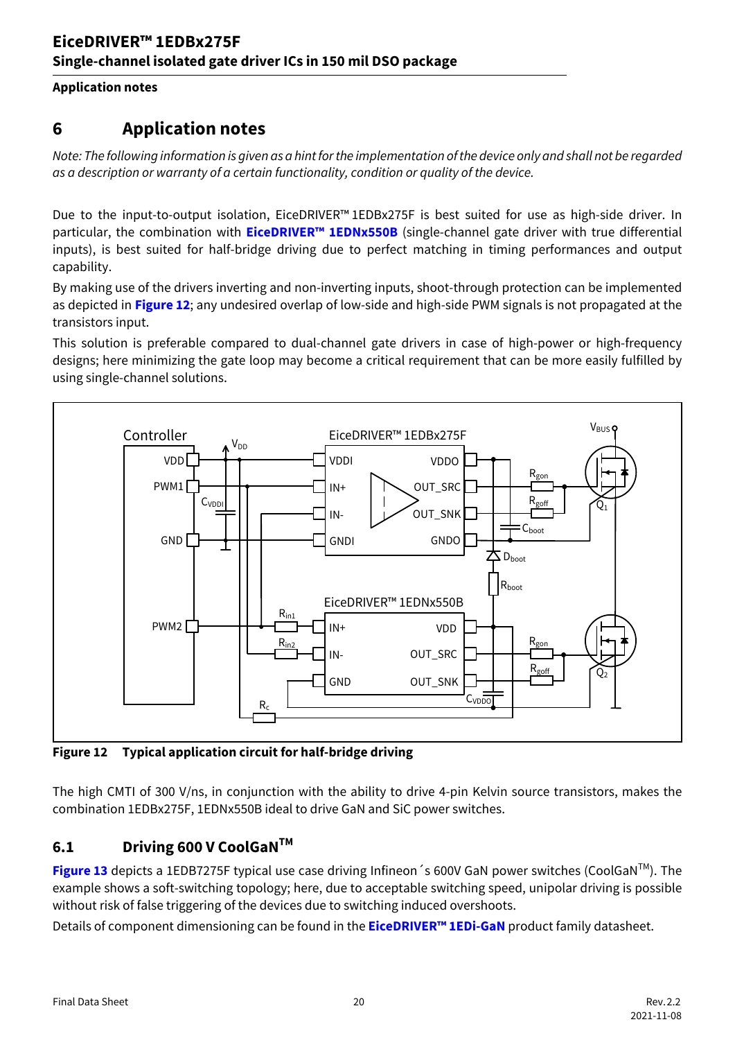# 6 Application notes

*Note: The following information is given as a hint for the implementation of the device only and shall not be regarded as a description or warranty of a certain functionality, condition or quality of the device.*

Due to the input-to-output isolation, EiceDRIVER™ 1EDBx275F is best suited for use as high-side driver. In particular, the combination with **EiceDRIVER™ 1EDNx550B** (single-channel gate driver with true differential inputs), is best suited for half-bridge driving due to perfect matching in timing performances and output capability.

By making use of the drivers inverting and non-inverting inputs, shoot-through protection can be implemented as depicted in **Figure 12**; any undesired overlap of low-side and high-side PWM signals is not propagated at the transistors input.

This solution is preferable compared to dual-channel gate drivers in case of high-power or high-frequency designs; here minimizing the gate loop may become a critical requirement that can be more easily fulfilled by using single-channel solutions.

**Figure 12 Typical application circuit for half-bridge driving**

The high CMTI of 300 V/ns, in conjunction with the ability to drive 4-pin Kelvin source transistors, makes the combination 1EDBx275F, 1EDNx550B ideal to drive GaN and SiC power switches.

## 6.1 Driving 600 V CoolGaN™

**Figure 13** depicts a 1EDB7275F typical use case driving Infineon´s 600V GaN power switches (CoolGaN™). The example shows a soft-switching topology; here, due to acceptable switching speed, unipolar driving is possible without risk of false triggering of the devices due to switching induced overshoots.

Details of component dimensioning can be found in the **EiceDRIVER™ 1EDi-GaN** product family datasheet.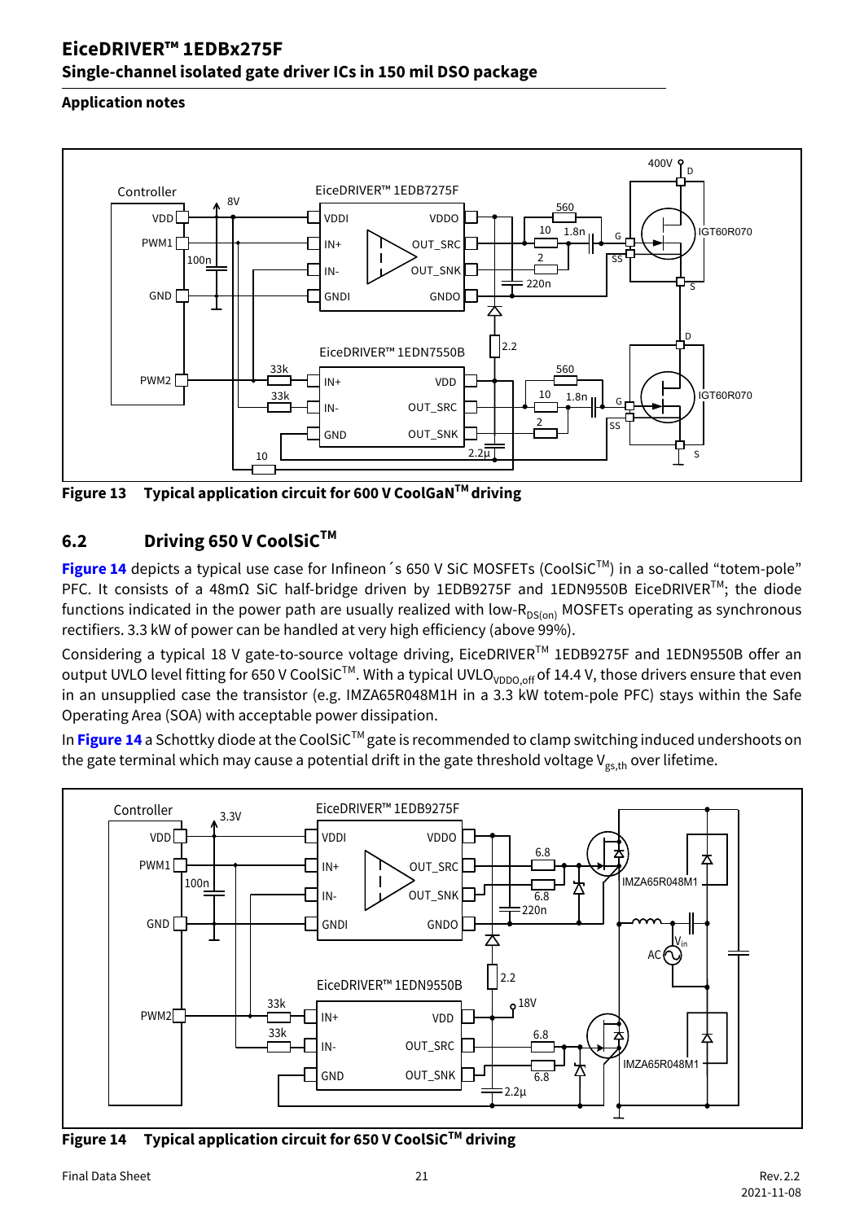Figure 13 Typical application circuit for 600 V CoolGaN™ driving

## 6.2 Driving 650 V CoolSiC™

Figure 14 depicts a typical use case for Infineon´s 650 V SiC MOSFETs (CoolSiC™) in a so-called "totem-pole" PFC. It consists of a 48mΩ SiC half-bridge driven by 1EDB9275F and 1EDN9550B EiceDRIVER™; the diode functions indicated in the power path are usually realized with low-$R_{DS(on)}$ MOSFETs operating as synchronous rectifiers. 3.3 kW of power can be handled at very high efficiency (above 99%).

Considering a typical 18 V gate-to-source voltage driving, EiceDRIVER™ 1EDB9275F and 1EDN9550B offer an output UVLO level fitting for 650 V CoolSiC™. With a typical $UVLO_{VDDO,off}$ of 14.4 V, those drivers ensure that even in an unsupplied case the transistor (e.g. IMZA65R048M1H in a 3.3 kW totem-pole PFC) stays within the Safe Operating Area (SOA) with acceptable power dissipation.

In Figure 14 a Schottky diode at the CoolSiC™ gate is recommended to clamp switching induced undershoots on the gate terminal which may cause a potential drift in the gate threshold voltage $V_{gs,th}$ over lifetime.

Figure 14 Typical application circuit for 650 V CoolSiC™ driving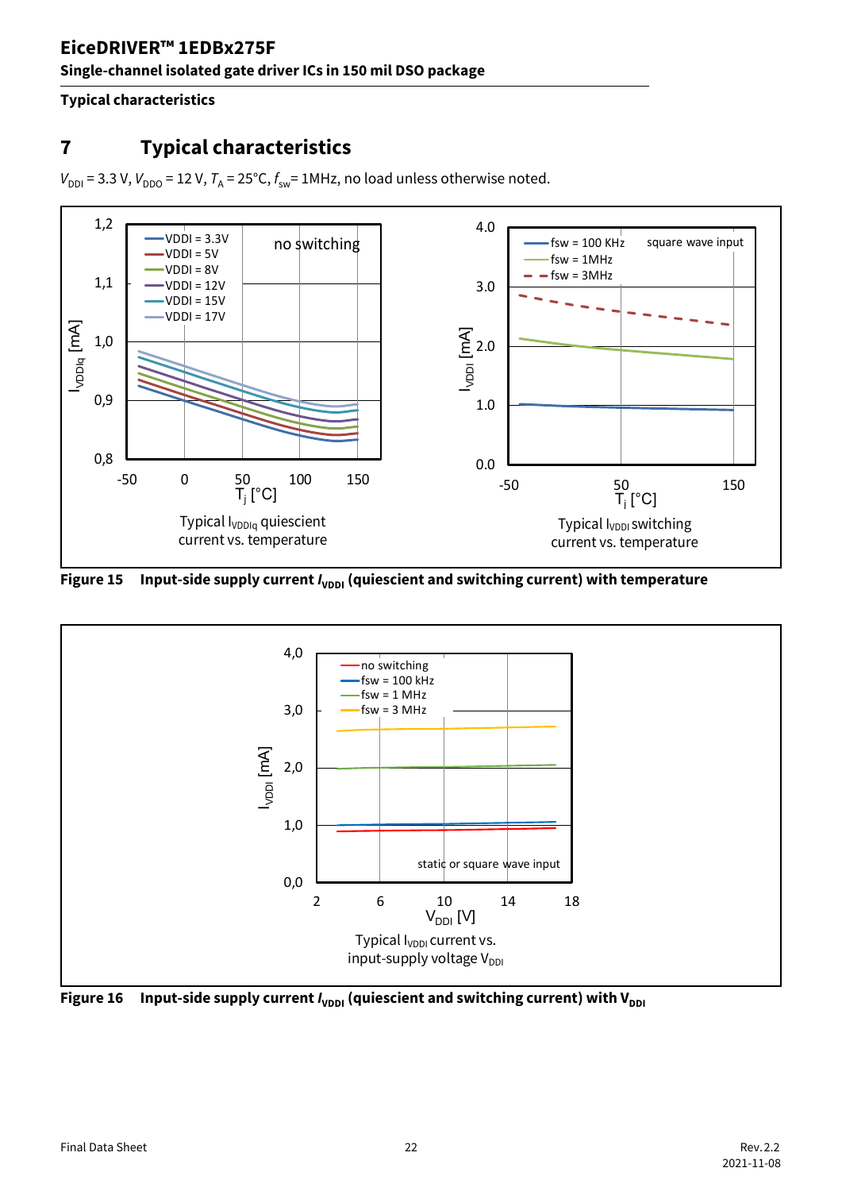# 7 Typical characteristics

$V_{DDI}$ = 3.3 V, $V_{DDO}$ = 12 V, $T_A$ = 25°C, $f_{sw}$= 1MHz, no load unless otherwise noted.

Typical $I_{VDDIq}$ quiescent current vs. temperature

Typical $I_{VDDI}$ switching current vs. temperature

**Figure 15 Input-side supply current $I_{VDDI}$ (quiescent and switching current) with temperature**

Typical $I_{VDDI}$ current vs. input-supply voltage $V_{DDI}$

**Figure 16 Input-side supply current $I_{VDDI}$ (quiescent and switching current) with $V_{DDI}$**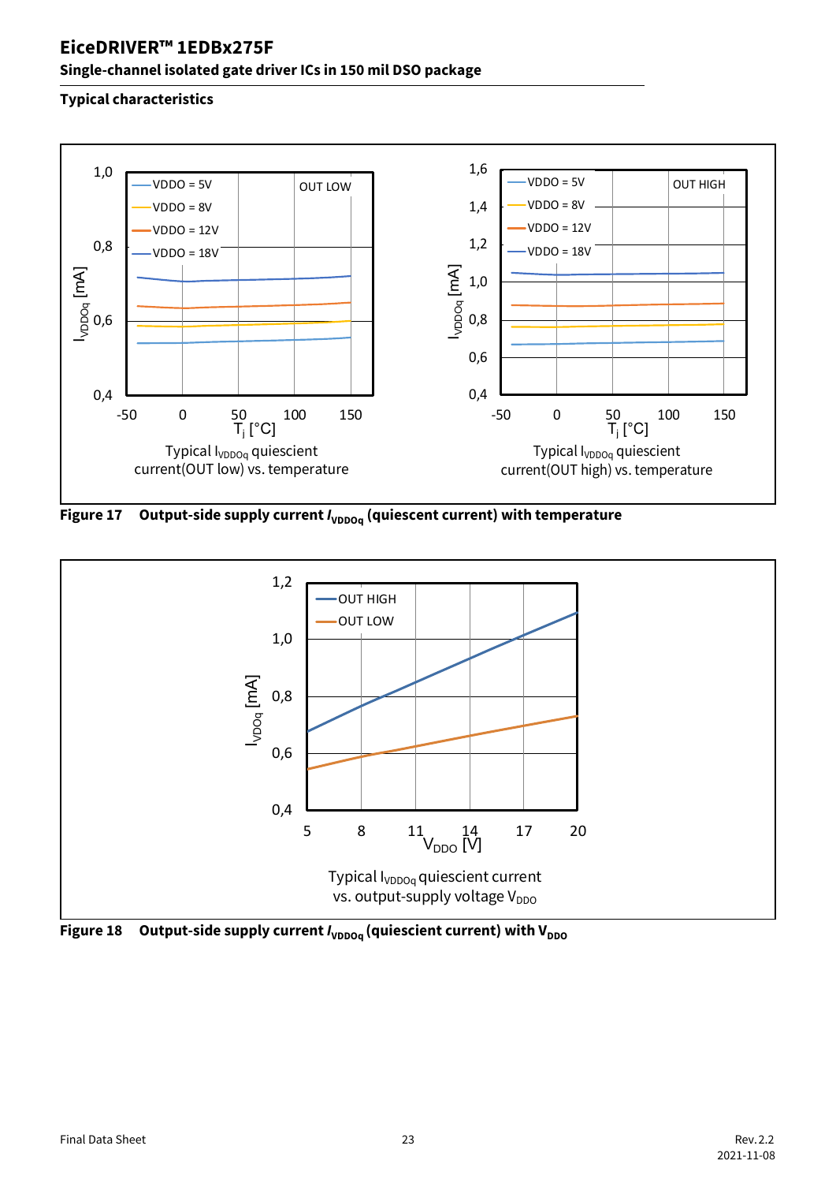### Typical characteristics

Figure 17 Output-side supply current $I_{VDDOq}$ (quiescent current) with temperature

Figure 18 Output-side supply current $I_{VDDOq}$ (quiescent current) with $V_{DDO}$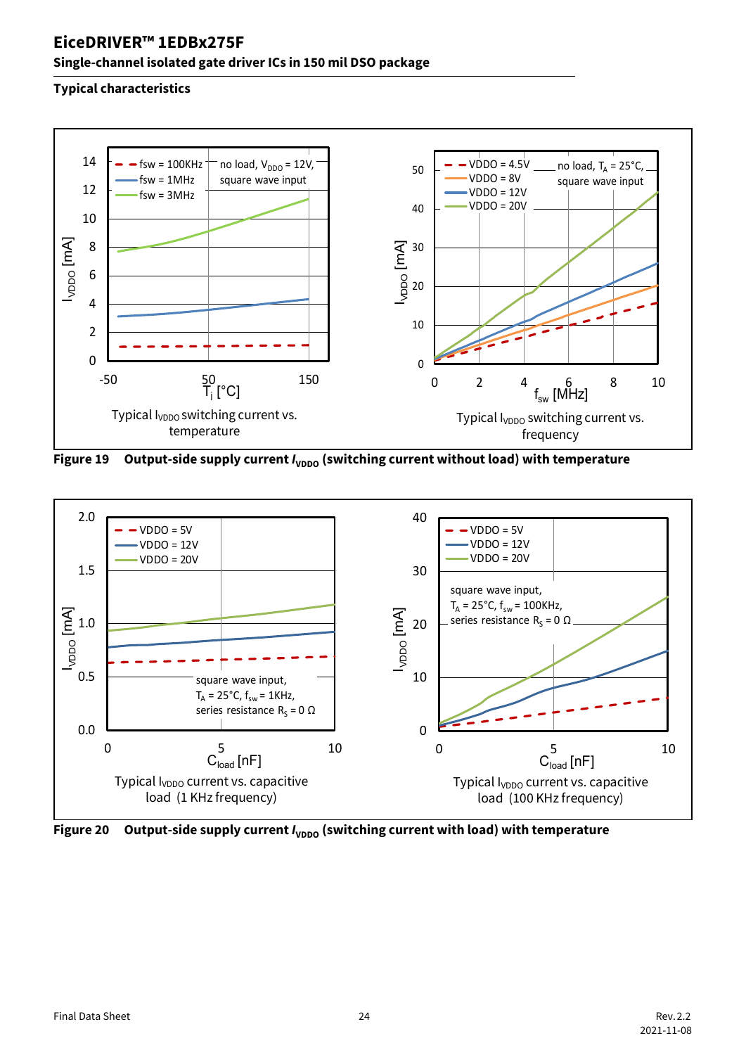### Typical characteristics

Typical $I_{VDDO}$ switching current vs. temperature

Typical $I_{VDDO}$ switching current vs. frequency

**Figure 19 Output-side supply current $I_{VDDO}$ (switching current without load) with temperature**

Typical $I_{VDDO}$ current vs. capacitive load (1 KHz frequency)

Typical $I_{VDDO}$ current vs. capacitive load (100 KHz frequency)

**Figure 20 Output-side supply current $I_{VDDO}$ (switching current with load) with temperature**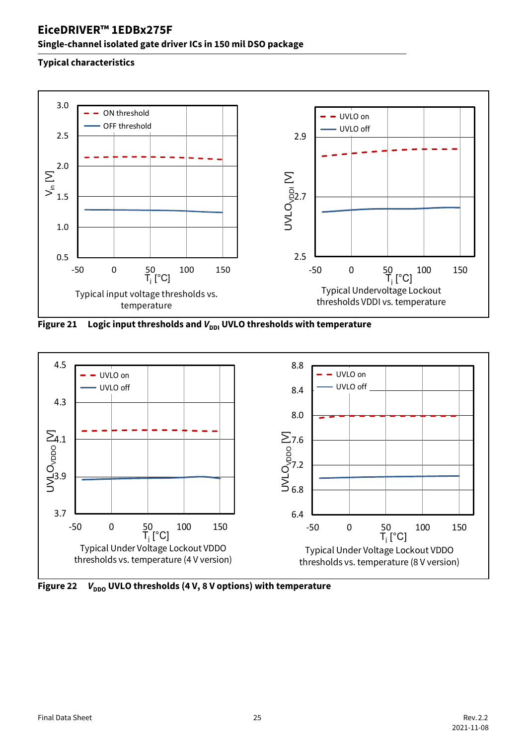### Typical characteristics

Typical input voltage thresholds vs. temperature

Typical Undervoltage Lockout thresholds VDDI vs. temperature

**Figure 21 Logic input thresholds and $V_{DDI}$ UVLO thresholds with temperature**

Typical Under Voltage Lockout VDDO thresholds vs. temperature (4 V version)

Typical Under Voltage Lockout VDDO thresholds vs. temperature (8 V version)

**Figure 22 $V_{DDO}$ UVLO thresholds (4 V, 8 V options) with temperature**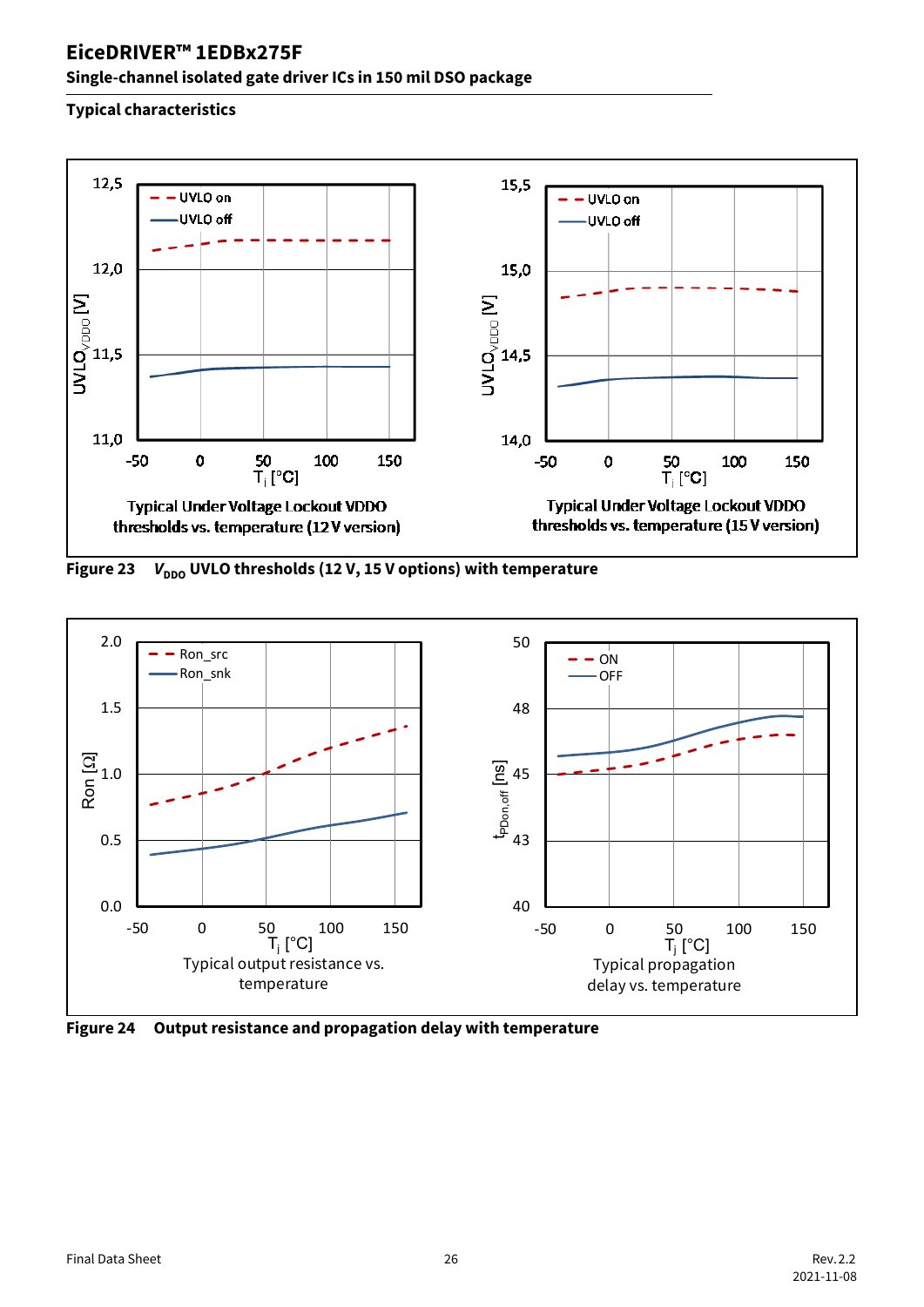## Typical characteristics

Typical Under Voltage Lockout VDDO thresholds vs. temperature (12 V version)

Typical Under Voltage Lockout VDDO thresholds vs. temperature (15 V version)

**Figure 23** $V_{DDO}$ **UVLO thresholds (12 V, 15 V options) with temperature**

Typical output resistance vs. temperature

Typical propagation delay vs. temperature

**Figure 24 Output resistance and propagation delay with temperature**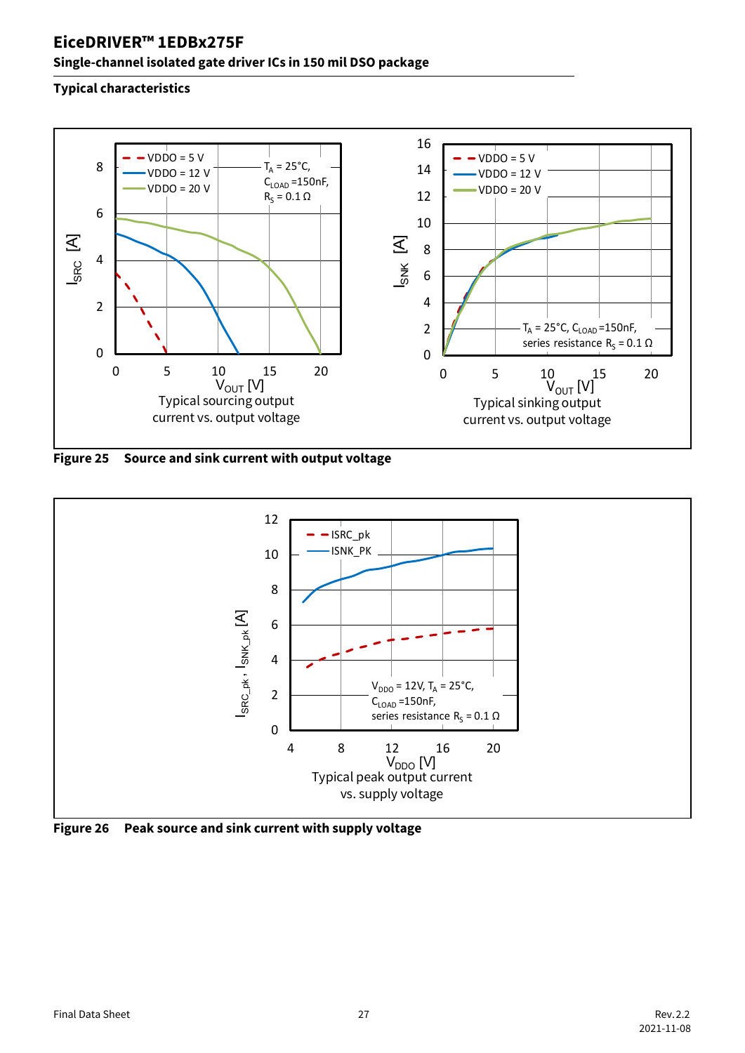## Typical characteristics

**Figure 25 Source and sink current with output voltage**

**Figure 26 Peak source and sink current with supply voltage**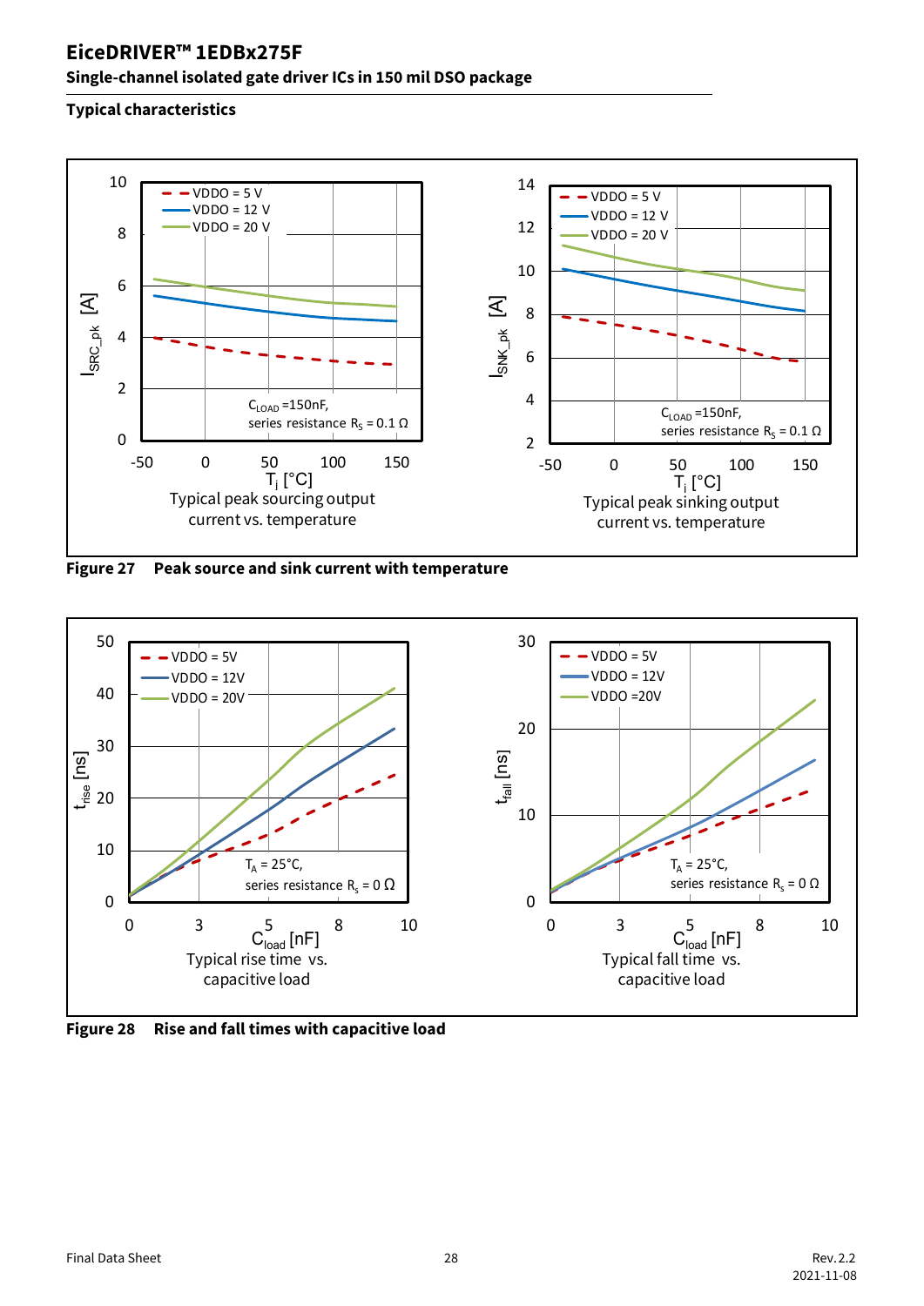**Typical characteristics**

**Figure 27 Peak source and sink current with temperature**

**Figure 28 Rise and fall times with capacitive load**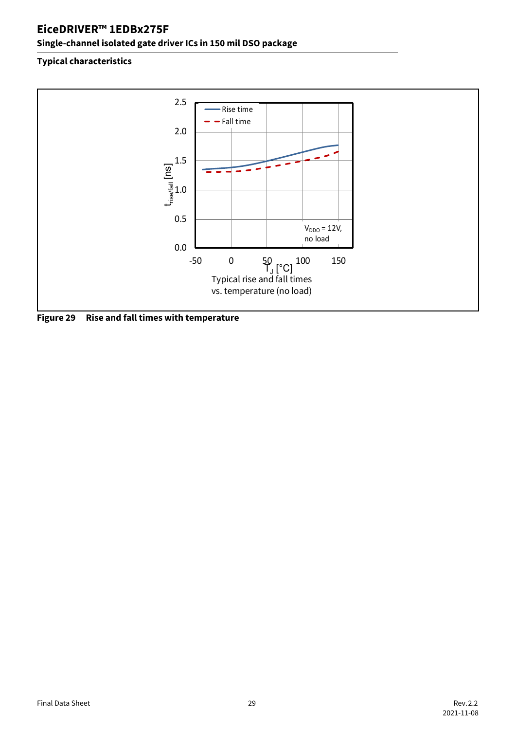### Typical characteristics

**Figure 29 Rise and fall times with temperature**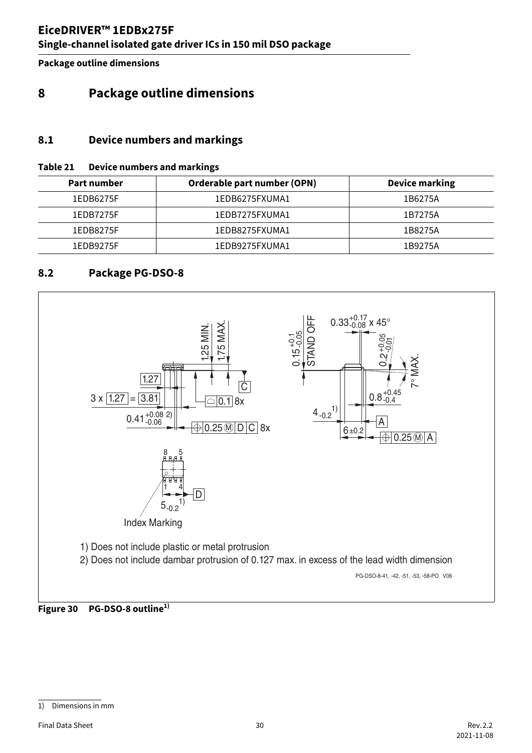# 8 Package outline dimensions

## 8.1 Device numbers and markings

**Table 21 Device numbers and markings**

| Part number | Orderable part number (OPN) | Device marking |
|---|---|---|
| 1EDB6275F | 1EDB6275FXUMA1 | 1B6275A |
| 1EDB7275F | 1EDB7275FXUMA1 | 1B7275A |
| 1EDB8275F | 1EDB8275FXUMA1 | 1B8275A |
| 1EDB9275F | 1EDB9275FXUMA1 | 1B9275A |

## 8.2 Package PG-DSO-8

1) Does not include plastic or metal protrusion

2) Does not include dambar protrusion of 0.127 max. in excess of the lead width dimension

PG-DSO-8-41, -42, -51, -53, -58-PO V06

**Figure 30 PG-DSO-8 outline[1]**

1) Dimensions in mm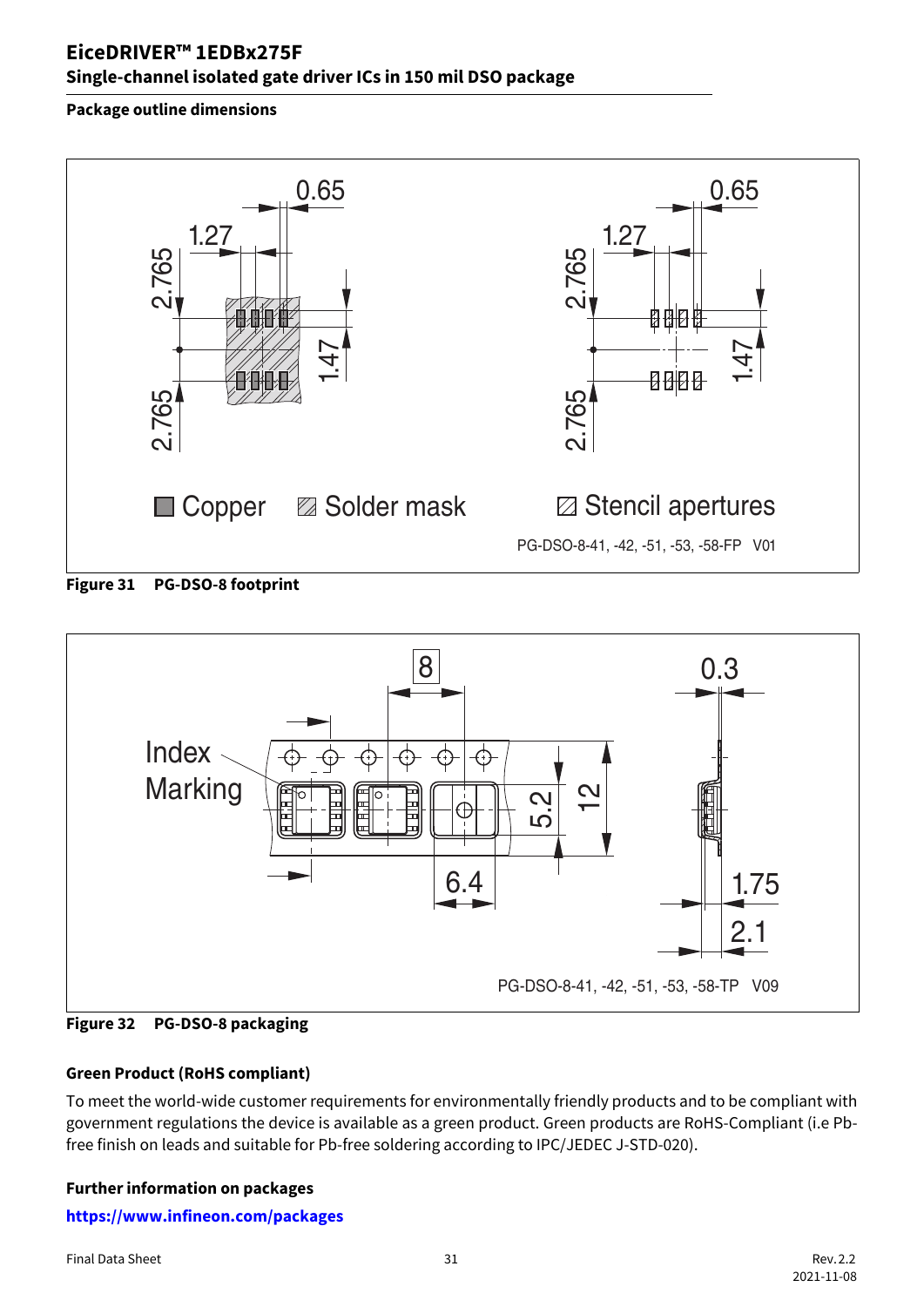### Package outline dimensions

Figure 31 PG-DSO-8 footprint

Figure 32 PG-DSO-8 packaging

### Green Product (RoHS compliant)

To meet the world-wide customer requirements for environmentally friendly products and to be compliant with government regulations the device is available as a green product. Green products are RoHS-Compliant (i.e Pb-free finish on leads and suitable for Pb-free soldering according to IPC/JEDEC J-STD-020).

### Further information on packages

**https://www.infineon.com/packages**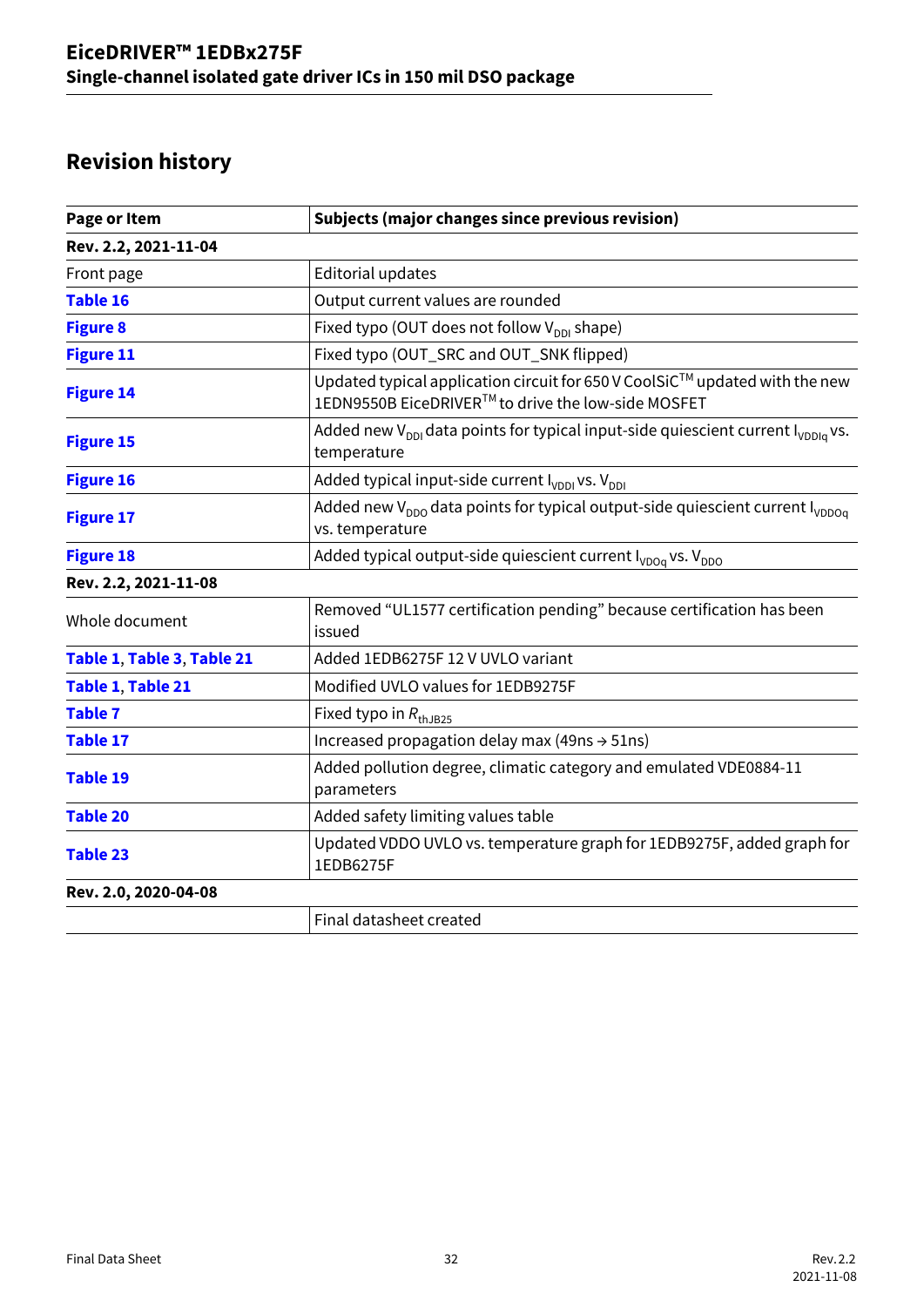## Revision history

| Page or Item | Subjects (major changes since previous revision) |
|---|---|
| **Rev. 2.2, 2021-11-04** | |
| Front page | Editorial updates |
| **Table 16** | Output current values are rounded |
| **Figure 8** | Fixed typo (OUT does not follow $V_{DDI}$ shape) |
| **Figure 11** | Fixed typo (OUT_SRC and OUT_SNK flipped) |
| **Figure 14** | Updated typical application circuit for 650 V CoolSiC™ updated with the new 1EDN9550B EiceDRIVER™ to drive the low-side MOSFET |
| **Figure 15** | Added new $V_{DDI}$ data points for typical input-side quiescent current $I_{VDDIq}$ vs. temperature |
| **Figure 16** | Added typical input-side current $I_{VDDI}$ vs. $V_{DDI}$ |
| **Figure 17** | Added new $V_{DDO}$ data points for typical output-side quiescent current $I_{VDDOq}$ vs. temperature |
| **Figure 18** | Added typical output-side quiescent current $I_{VDOq}$ vs. $V_{DDO}$ |
| **Rev. 2.2, 2021-11-08** | |
| Whole document | Removed "UL1577 certification pending" because certification has been issued |
| **Table 1**, **Table 3**, **Table 21** | Added 1EDB6275F 12 V UVLO variant |
| **Table 1**, **Table 21** | Modified UVLO values for 1EDB9275F |
| **Table 7** | Fixed typo in $R_{thJB25}$ |
| **Table 17** | Increased propagation delay max (49ns → 51ns) |
| **Table 19** | Added pollution degree, climatic category and emulated VDE0884-11 parameters |
| **Table 20** | Added safety limiting values table |
| **Table 23** | Updated VDDO UVLO vs. temperature graph for 1EDB9275F, added graph for 1EDB6275F |
| **Rev. 2.0, 2020-04-08** | |
| | Final datasheet created |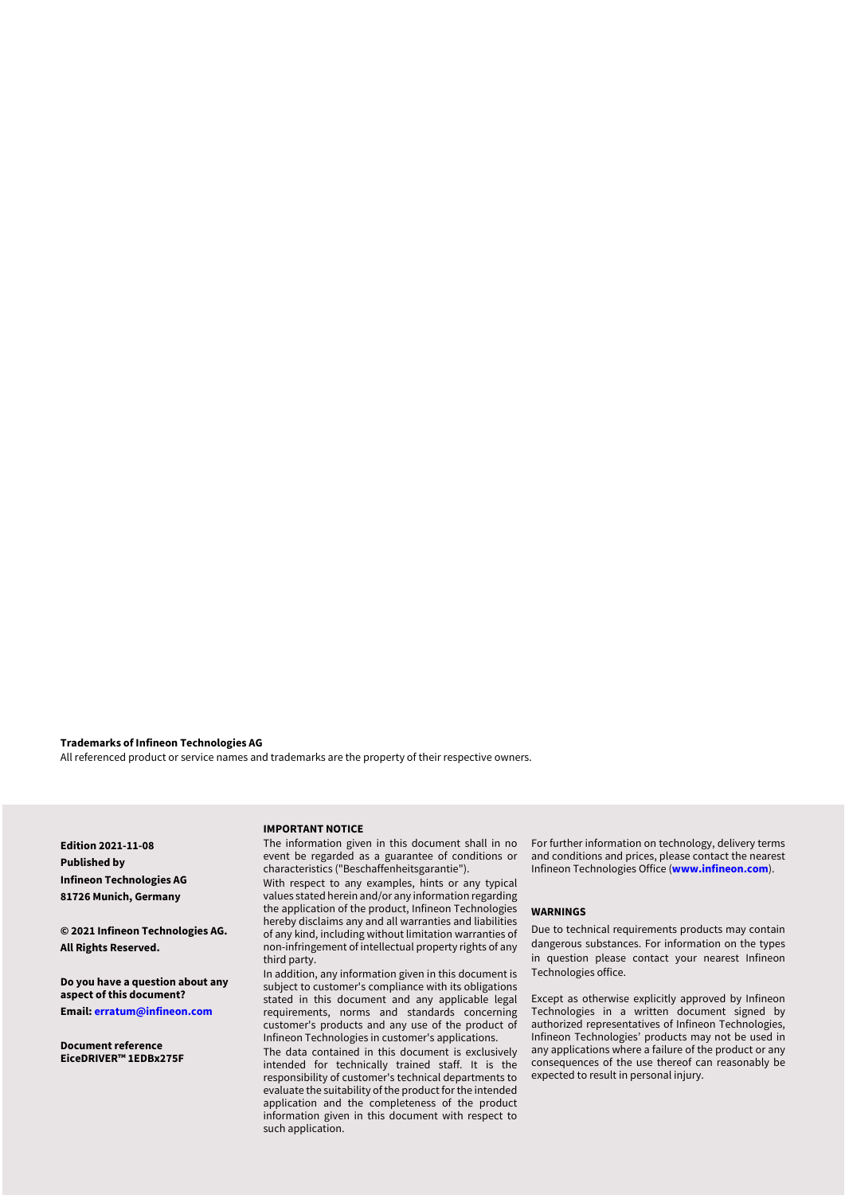**Trademarks of Infineon Technologies AG**
All referenced product or service names and trademarks are the property of their respective owners.

**Edition 2021-11-08**
**Published by**
**Infineon Technologies AG**
**81726 Munich, Germany**

**© 2021 Infineon Technologies AG.**
**All Rights Reserved.**

**Do you have a question about any aspect of this document?**
**Email: erratum@infineon.com**

**Document reference**
**EiceDRIVER™ 1EDBx275F**

**IMPORTANT NOTICE**

The information given in this document shall in no event be regarded as a guarantee of conditions or characteristics ("Beschaffenheitsgarantie").

With respect to any examples, hints or any typical values stated herein and/or any information regarding the application of the product, Infineon Technologies hereby disclaims any and all warranties and liabilities of any kind, including without limitation warranties of non-infringement of intellectual property rights of any third party.

In addition, any information given in this document is subject to customer's compliance with its obligations stated in this document and any applicable legal requirements, norms and standards concerning customer's products and any use of the product of Infineon Technologies in customer's applications.

The data contained in this document is exclusively intended for technically trained staff. It is the responsibility of customer's technical departments to evaluate the suitability of the product for the intended application and the completeness of the product information given in this document with respect to such application.

For further information on technology, delivery terms and conditions and prices, please contact the nearest Infineon Technologies Office (**www.infineon.com**).

**WARNINGS**

Due to technical requirements products may contain dangerous substances. For information on the types in question please contact your nearest Infineon Technologies office.

Except as otherwise explicitly approved by Infineon Technologies in a written document signed by authorized representatives of Infineon Technologies, Infineon Technologies' products may not be used in any applications where a failure of the product or any consequences of the use thereof can reasonably be expected to result in personal injury.